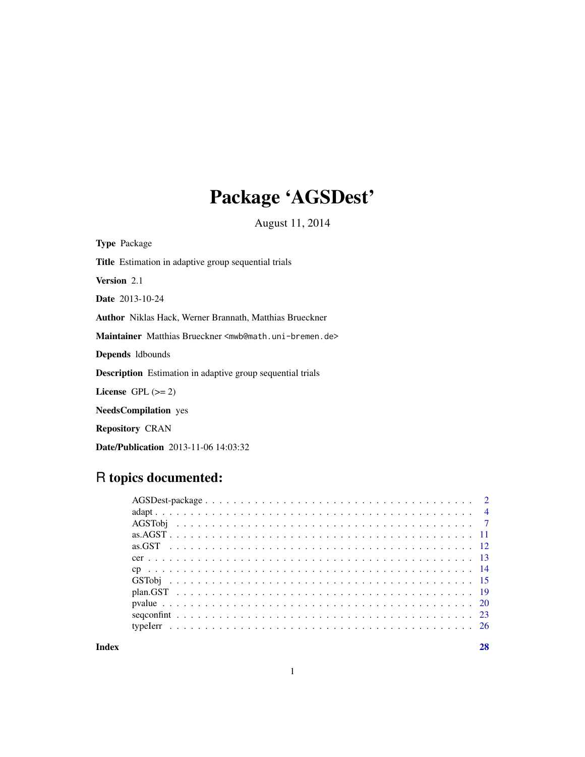# Package 'AGSDest'

August 11, 2014

**Type** Package

**Title** Estimation in adaptive group sequential trials

**Version** 2.1

**Date** 2013-10-24

**Author** Niklas Hack, Werner Brannath, Matthias Brueckner

**Maintainer** Matthias Brueckner <mwb@math.uni-bremen.de>

**Depends** ldbounds

**Description** Estimation in adaptive group sequential trials

**License** GPL (>= 2)

**NeedsCompilation** yes

**Repository** CRAN

**Date/Publication** 2013-11-06 14:03:32

## R topics documented:

| | |
|---|---|
| AGSDest-package | 2 |
| adapt | 4 |
| AGSTobj | 7 |
| as.AGST | 11 |
| as.GST | 12 |
| cer | 13 |
| cp | 14 |
| GSTobj | 15 |
| plan.GST | 19 |
| pvalue | 20 |
| seqconfint | 23 |
| typeIerr | 26 |
| **Index** | **28** |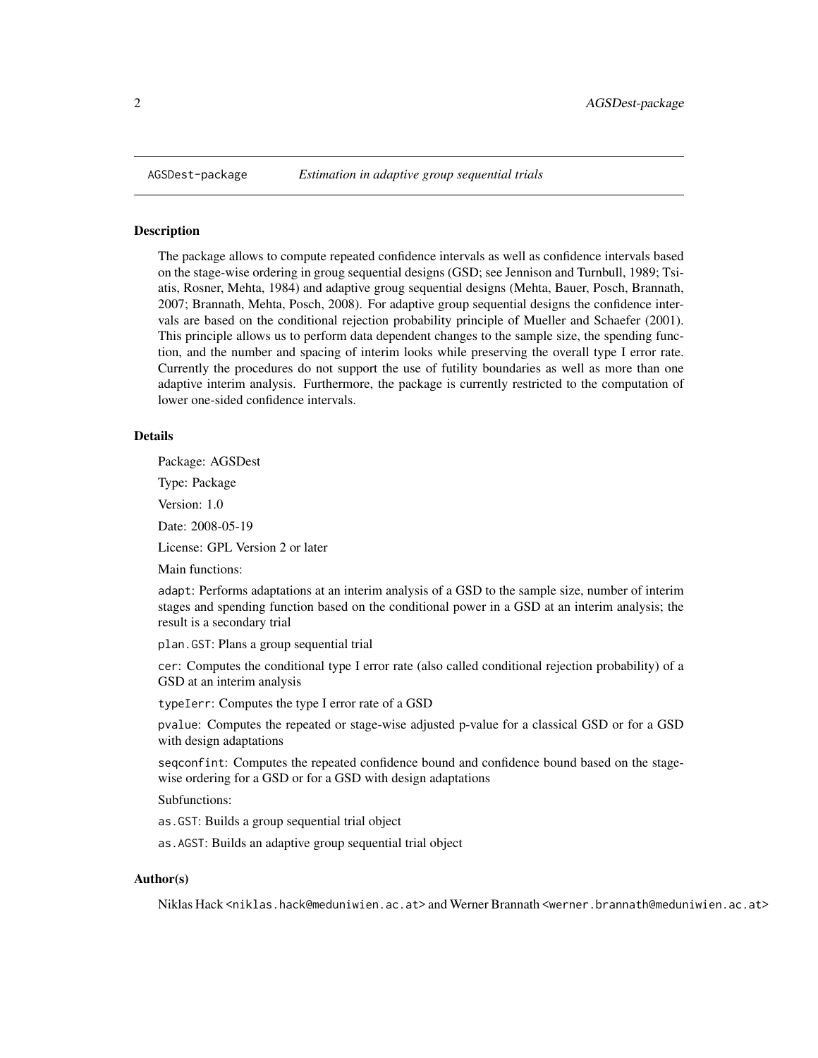AGSDest-package — *Estimation in adaptive group sequential trials*

## Description

The package allows to compute repeated confidence intervals as well as confidence intervals based on the stage-wise ordering in groug sequential designs (GSD; see Jennison and Turnbull, 1989; Tsiatis, Rosner, Mehta, 1984) and adaptive groug sequential designs (Mehta, Bauer, Posch, Brannath, 2007; Brannath, Mehta, Posch, 2008). For adaptive group sequential designs the confidence intervals are based on the conditional rejection probability principle of Mueller and Schaefer (2001). This principle allows us to perform data dependent changes to the sample size, the spending function, and the number and spacing of interim looks while preserving the overall type I error rate. Currently the procedures do not support the use of futility boundaries as well as more than one adaptive interim analysis. Furthermore, the package is currently restricted to the computation of lower one-sided confidence intervals.

## Details

Package: AGSDest

Type: Package

Version: 1.0

Date: 2008-05-19

License: GPL Version 2 or later

Main functions:

`adapt`: Performs adaptations at an interim analysis of a GSD to the sample size, number of interim stages and spending function based on the conditional power in a GSD at an interim analysis; the result is a secondary trial

`plan.GST`: Plans a group sequential trial

`cer`: Computes the conditional type I error rate (also called conditional rejection probability) of a GSD at an interim analysis

`typeIerr`: Computes the type I error rate of a GSD

`pvalue`: Computes the repeated or stage-wise adjusted p-value for a classical GSD or for a GSD with design adaptations

`seqconfint`: Computes the repeated confidence bound and confidence bound based on the stage-wise ordering for a GSD or for a GSD with design adaptations

Subfunctions:

`as.GST`: Builds a group sequential trial object

`as.AGST`: Builds an adaptive group sequential trial object

## Author(s)

Niklas Hack <niklas.hack@meduniwien.ac.at> and Werner Brannath <werner.brannath@meduniwien.ac.at>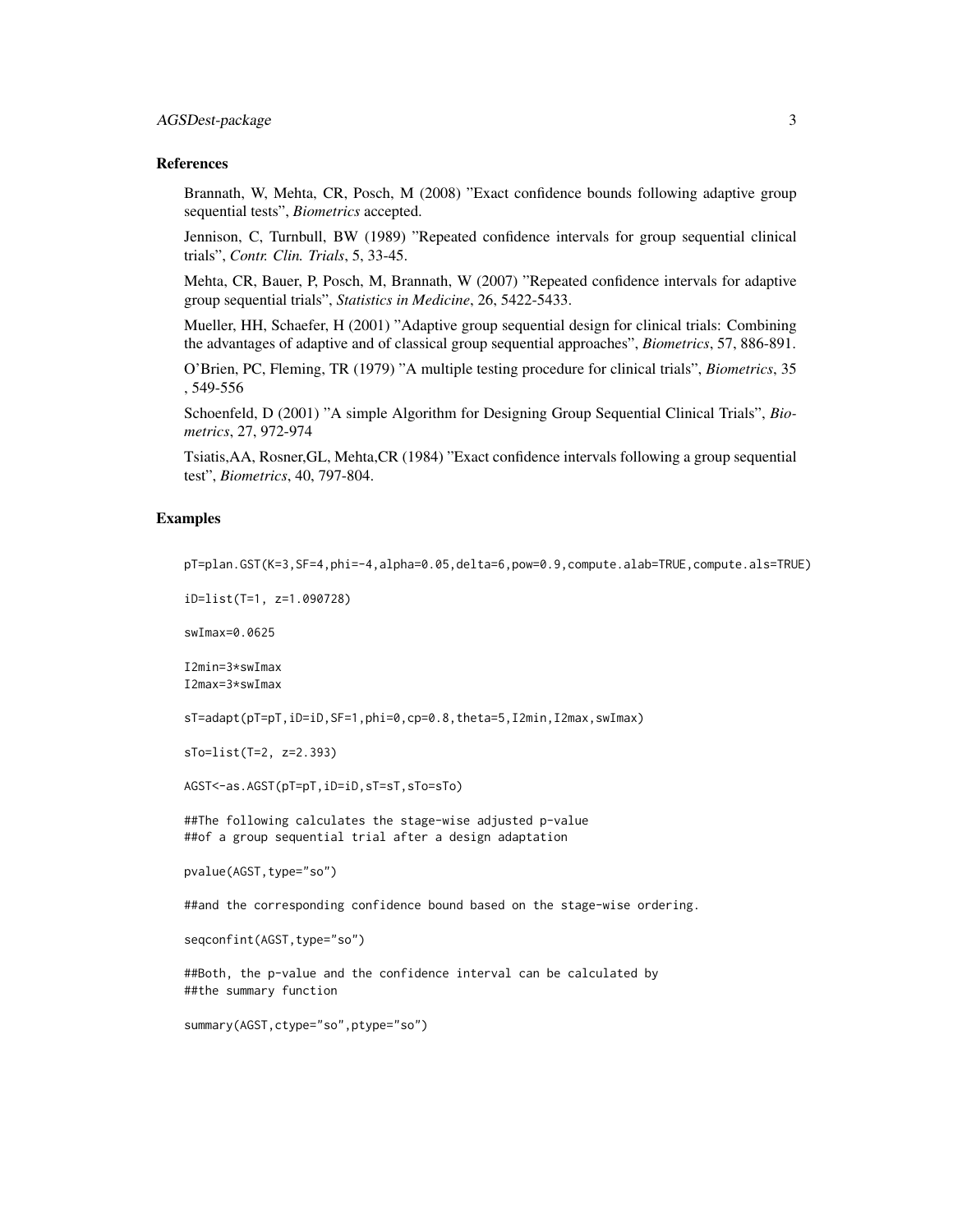### References

Brannath, W, Mehta, CR, Posch, M (2008) "Exact confidence bounds following adaptive group sequential tests", *Biometrics* accepted.

Jennison, C, Turnbull, BW (1989) "Repeated confidence intervals for group sequential clinical trials", *Contr. Clin. Trials*, 5, 33-45.

Mehta, CR, Bauer, P, Posch, M, Brannath, W (2007) "Repeated confidence intervals for adaptive group sequential trials", *Statistics in Medicine*, 26, 5422-5433.

Mueller, HH, Schaefer, H (2001) "Adaptive group sequential design for clinical trials: Combining the advantages of adaptive and of classical group sequential approaches", *Biometrics*, 57, 886-891.

O'Brien, PC, Fleming, TR (1979) "A multiple testing procedure for clinical trials", *Biometrics*, 35 , 549-556

Schoenfeld, D (2001) "A simple Algorithm for Designing Group Sequential Clinical Trials", *Biometrics*, 27, 972-974

Tsiatis,AA, Rosner,GL, Mehta,CR (1984) "Exact confidence intervals following a group sequential test", *Biometrics*, 40, 797-804.

### Examples

```
pT=plan.GST(K=3,SF=4,phi=-4,alpha=0.05,delta=6,pow=0.9,compute.alab=TRUE,compute.als=TRUE)

iD=list(T=1, z=1.090728)

swImax=0.0625

I2min=3*swImax
I2max=3*swImax

sT=adapt(pT=pT,iD=iD,SF=1,phi=0,cp=0.8,theta=5,I2min,I2max,swImax)

sTo=list(T=2, z=2.393)

AGST<-as.AGST(pT=pT,iD=iD,sT=sT,sTo=sTo)

##The following calculates the stage-wise adjusted p-value
##of a group sequential trial after a design adaptation

pvalue(AGST,type="so")

##and the corresponding confidence bound based on the stage-wise ordering.

seqconfint(AGST,type="so")

##Both, the p-value and the confidence interval can be calculated by
##the summary function

summary(AGST,ctype="so",ptype="so")
```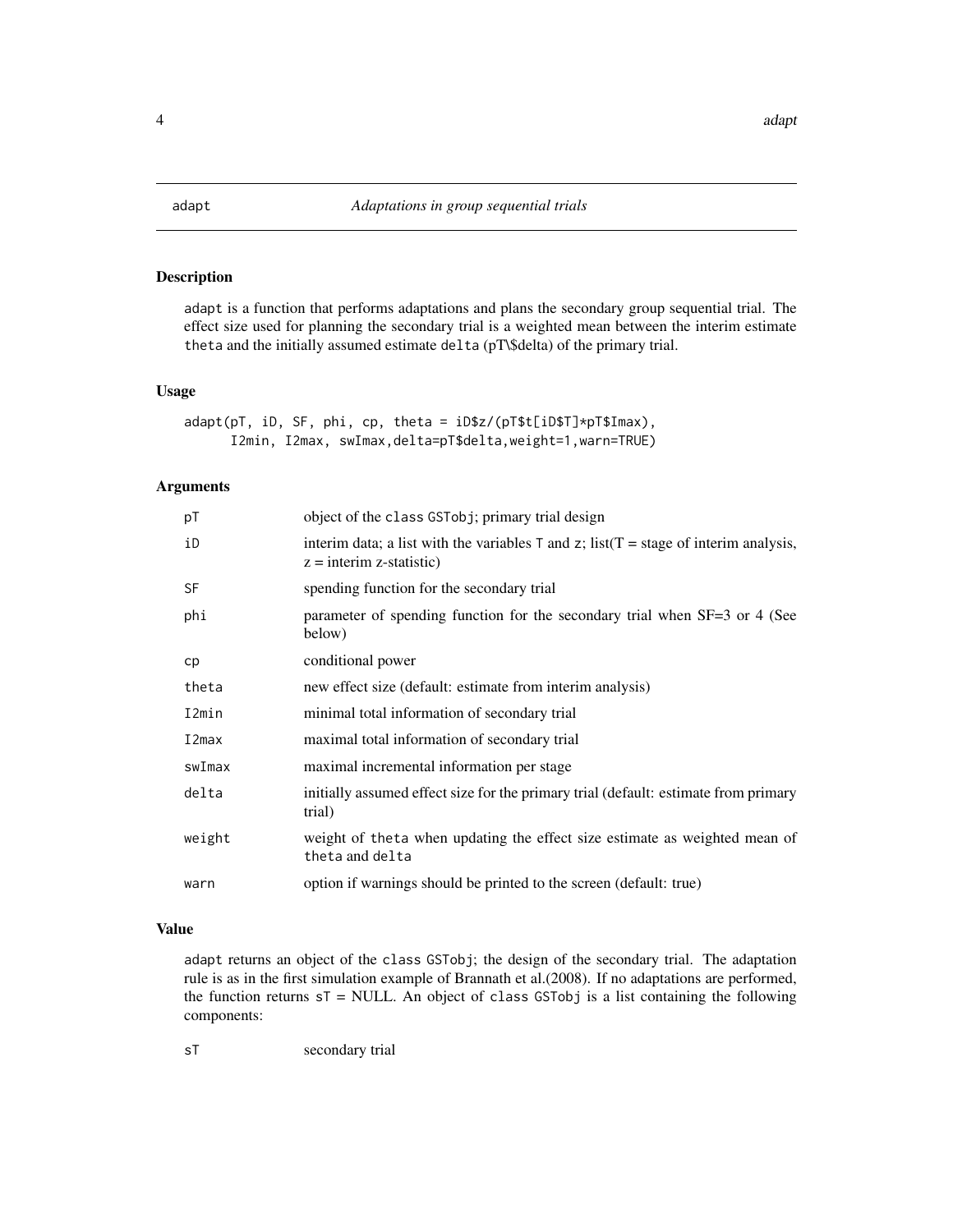`adapt` *Adaptations in group sequential trials*

## Description

adapt is a function that performs adaptations and plans the secondary group sequential trial. The effect size used for planning the secondary trial is a weighted mean between the interim estimate theta and the initially assumed estimate delta (pT\$delta) of the primary trial.

## Usage

```
adapt(pT, iD, SF, phi, cp, theta = iD$z/(pT$t[iD$T]*pT$Imax),
      I2min, I2max, swImax,delta=pT$delta,weight=1,warn=TRUE)
```

## Arguments

| | |
|---|---|
| pT | object of the class GSTobj; primary trial design |
| iD | interim data; a list with the variables T and z; list(T = stage of interim analysis, z = interim z-statistic) |
| SF | spending function for the secondary trial |
| phi | parameter of spending function for the secondary trial when SF=3 or 4 (See below) |
| cp | conditional power |
| theta | new effect size (default: estimate from interim analysis) |
| I2min | minimal total information of secondary trial |
| I2max | maximal total information of secondary trial |
| swImax | maximal incremental information per stage |
| delta | initially assumed effect size for the primary trial (default: estimate from primary trial) |
| weight | weight of theta when updating the effect size estimate as weighted mean of theta and delta |
| warn | option if warnings should be printed to the screen (default: true) |

## Value

adapt returns an object of the class GSTobj; the design of the secondary trial. The adaptation rule is as in the first simulation example of Brannath et al.(2008). If no adaptations are performed, the function returns sT = NULL. An object of class GSTobj is a list containing the following components:

| | |
|---|---|
| sT | secondary trial |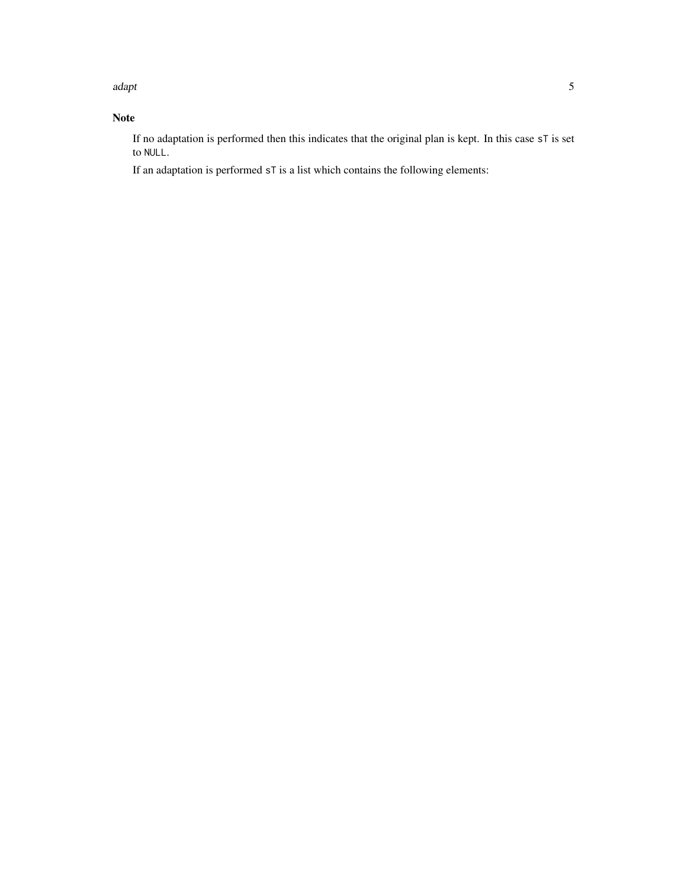## Note

If no adaptation is performed then this indicates that the original plan is kept. In this case `sT` is set to `NULL`.

If an adaptation is performed `sT` is a list which contains the following elements: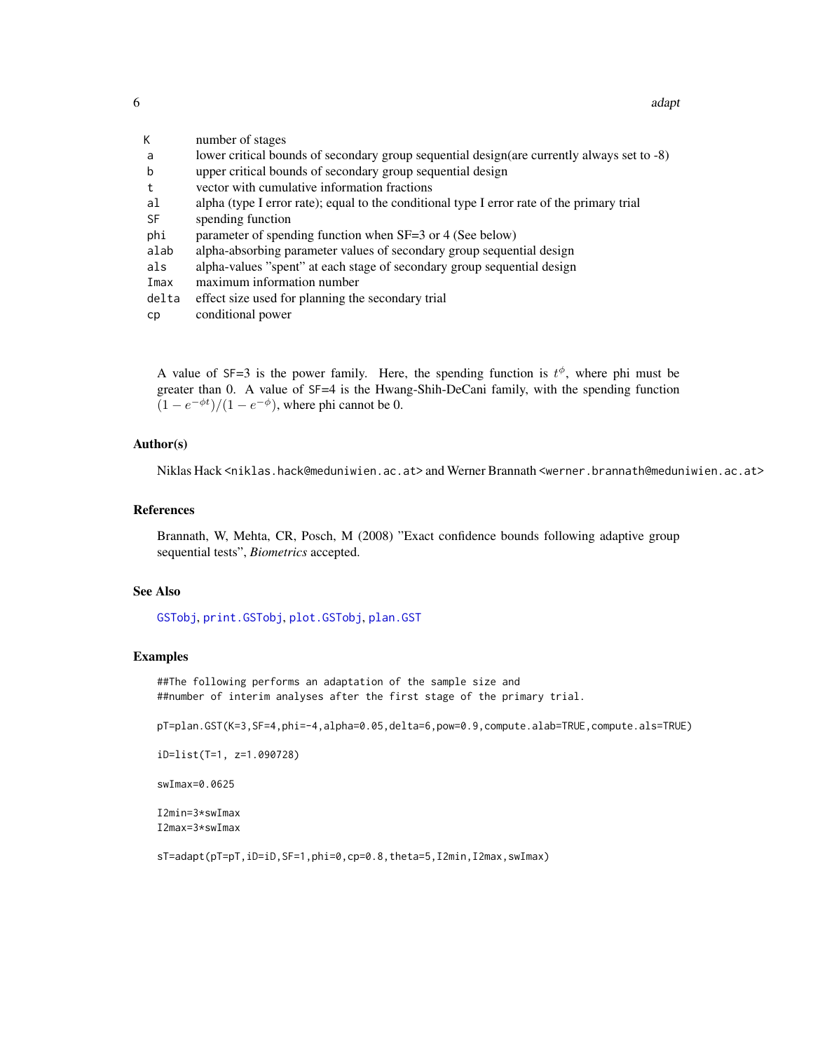| | |
|---|---|
| K | number of stages |
| a | lower critical bounds of secondary group sequential design(are currently always set to -8) |
| b | upper critical bounds of secondary group sequential design |
| t | vector with cumulative information fractions |
| al | alpha (type I error rate); equal to the conditional type I error rate of the primary trial |
| SF | spending function |
| phi | parameter of spending function when SF=3 or 4 (See below) |
| alab | alpha-absorbing parameter values of secondary group sequential design |
| als | alpha-values "spent" at each stage of secondary group sequential design |
| Imax | maximum information number |
| delta | effect size used for planning the secondary trial |
| cp | conditional power |

A value of SF=3 is the power family. Here, the spending function is $t^{\phi}$, where phi must be greater than 0. A value of SF=4 is the Hwang-Shih-DeCani family, with the spending function $(1 - e^{-\phi t})/(1 - e^{-\phi})$, where phi cannot be 0.

## Author(s)

Niklas Hack <niklas.hack@meduniwien.ac.at> and Werner Brannath <werner.brannath@meduniwien.ac.at>

## References

Brannath, W, Mehta, CR, Posch, M (2008) "Exact confidence bounds following adaptive group sequential tests", *Biometrics* accepted.

## See Also

GSTobj, print.GSTobj, plot.GSTobj, plan.GST

## Examples

```
##The following performs an adaptation of the sample size and
##number of interim analyses after the first stage of the primary trial.

pT=plan.GST(K=3,SF=4,phi=-4,alpha=0.05,delta=6,pow=0.9,compute.alab=TRUE,compute.als=TRUE)

iD=list(T=1, z=1.090728)

swImax=0.0625

I2min=3*swImax
I2max=3*swImax

sT=adapt(pT=pT,iD=iD,SF=1,phi=0,cp=0.8,theta=5,I2min,I2max,swImax)
```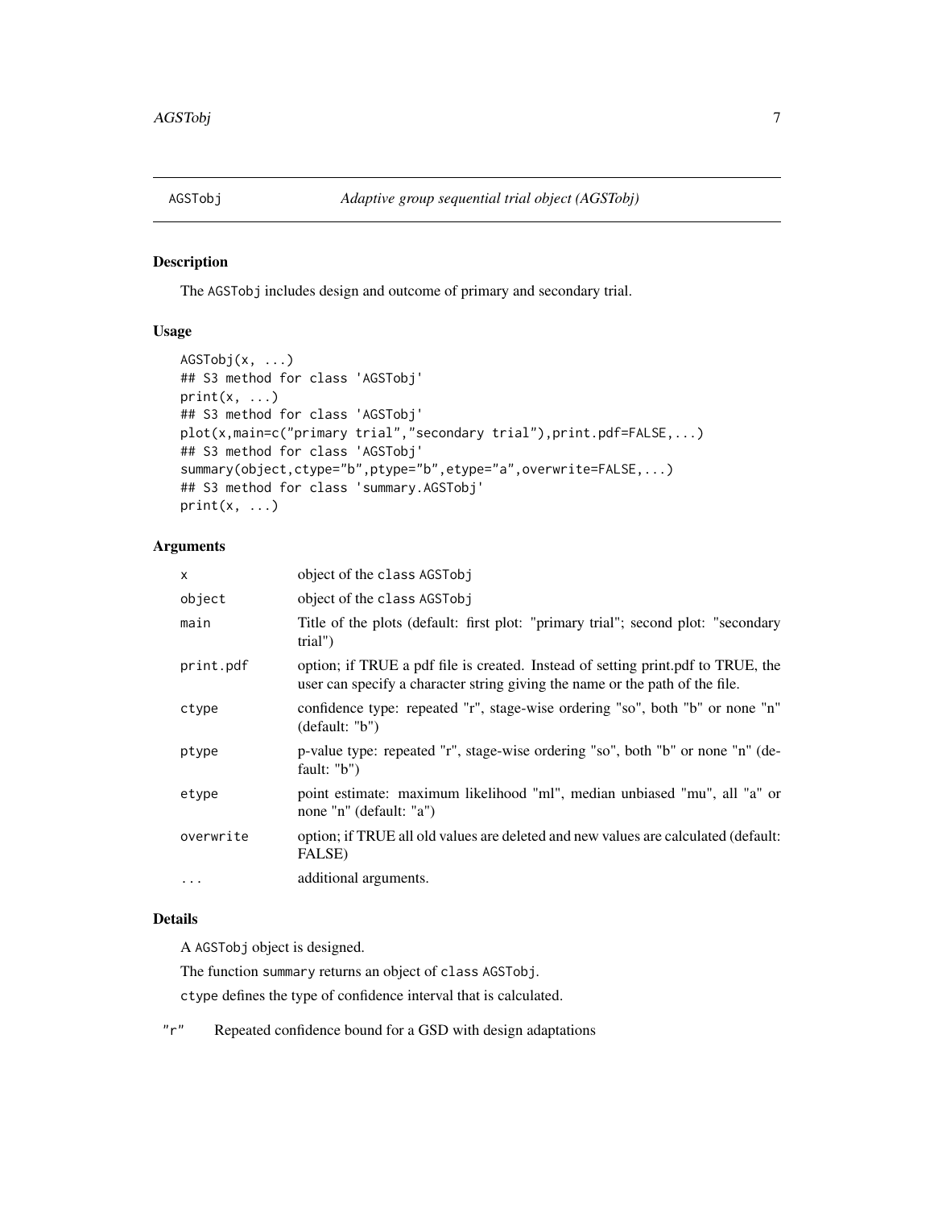AGSTobj — *Adaptive group sequential trial object (AGSTobj)*

## Description

The AGSTobj includes design and outcome of primary and secondary trial.

## Usage

```
AGSTobj(x, ...)
## S3 method for class 'AGSTobj'
print(x, ...)
## S3 method for class 'AGSTobj'
plot(x,main=c("primary trial","secondary trial"),print.pdf=FALSE,...)
## S3 method for class 'AGSTobj'
summary(object,ctype="b",ptype="b",etype="a",overwrite=FALSE,...)
## S3 method for class 'summary.AGSTobj'
print(x, ...)
```

## Arguments

| | |
|---|---|
| x | object of the class AGSTobj |
| object | object of the class AGSTobj |
| main | Title of the plots (default: first plot: "primary trial"; second plot: "secondary trial") |
| print.pdf | option; if TRUE a pdf file is created. Instead of setting print.pdf to TRUE, the user can specify a character string giving the name or the path of the file. |
| ctype | confidence type: repeated "r", stage-wise ordering "so", both "b" or none "n" (default: "b") |
| ptype | p-value type: repeated "r", stage-wise ordering "so", both "b" or none "n" (default: "b") |
| etype | point estimate: maximum likelihood "ml", median unbiased "mu", all "a" or none "n" (default: "a") |
| overwrite | option; if TRUE all old values are deleted and new values are calculated (default: FALSE) |
| ... | additional arguments. |

## Details

A AGSTobj object is designed.

The function summary returns an object of class AGSTobj.

ctype defines the type of confidence interval that is calculated.

"r" Repeated confidence bound for a GSD with design adaptations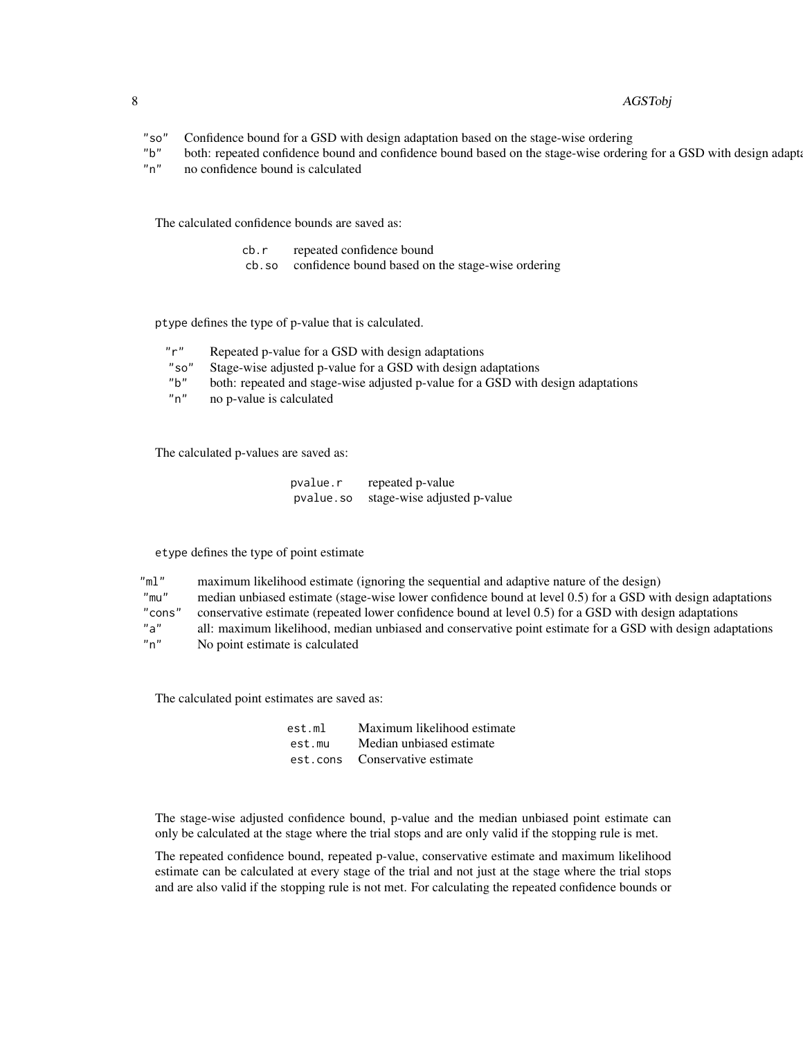| | |
|---|---|
| "so" | Confidence bound for a GSD with design adaptation based on the stage-wise ordering |
| "b" | both: repeated confidence bound and confidence bound based on the stage-wise ordering for a GSD with design adapta |
| "n" | no confidence bound is calculated |

The calculated confidence bounds are saved as:

| | |
|---|---|
| cb.r | repeated confidence bound |
| cb.so | confidence bound based on the stage-wise ordering |

ptype defines the type of p-value that is calculated.

| | |
|---|---|
| "r" | Repeated p-value for a GSD with design adaptations |
| "so" | Stage-wise adjusted p-value for a GSD with design adaptations |
| "b" | both: repeated and stage-wise adjusted p-value for a GSD with design adaptations |
| "n" | no p-value is calculated |

The calculated p-values are saved as:

| | |
|---|---|
| pvalue.r | repeated p-value |
| pvalue.so | stage-wise adjusted p-value |

etype defines the type of point estimate

| | |
|---|---|
| "ml" | maximum likelihood estimate (ignoring the sequential and adaptive nature of the design) |
| "mu" | median unbiased estimate (stage-wise lower confidence bound at level 0.5) for a GSD with design adaptations |
| "cons" | conservative estimate (repeated lower confidence bound at level 0.5) for a GSD with design adaptations |
| "a" | all: maximum likelihood, median unbiased and conservative point estimate for a GSD with design adaptations |
| "n" | No point estimate is calculated |

The calculated point estimates are saved as:

| | |
|---|---|
| est.ml | Maximum likelihood estimate |
| est.mu | Median unbiased estimate |
| est.cons | Conservative estimate |

The stage-wise adjusted confidence bound, p-value and the median unbiased point estimate can only be calculated at the stage where the trial stops and are only valid if the stopping rule is met.

The repeated confidence bound, repeated p-value, conservative estimate and maximum likelihood estimate can be calculated at every stage of the trial and not just at the stage where the trial stops and are also valid if the stopping rule is not met. For calculating the repeated confidence bounds or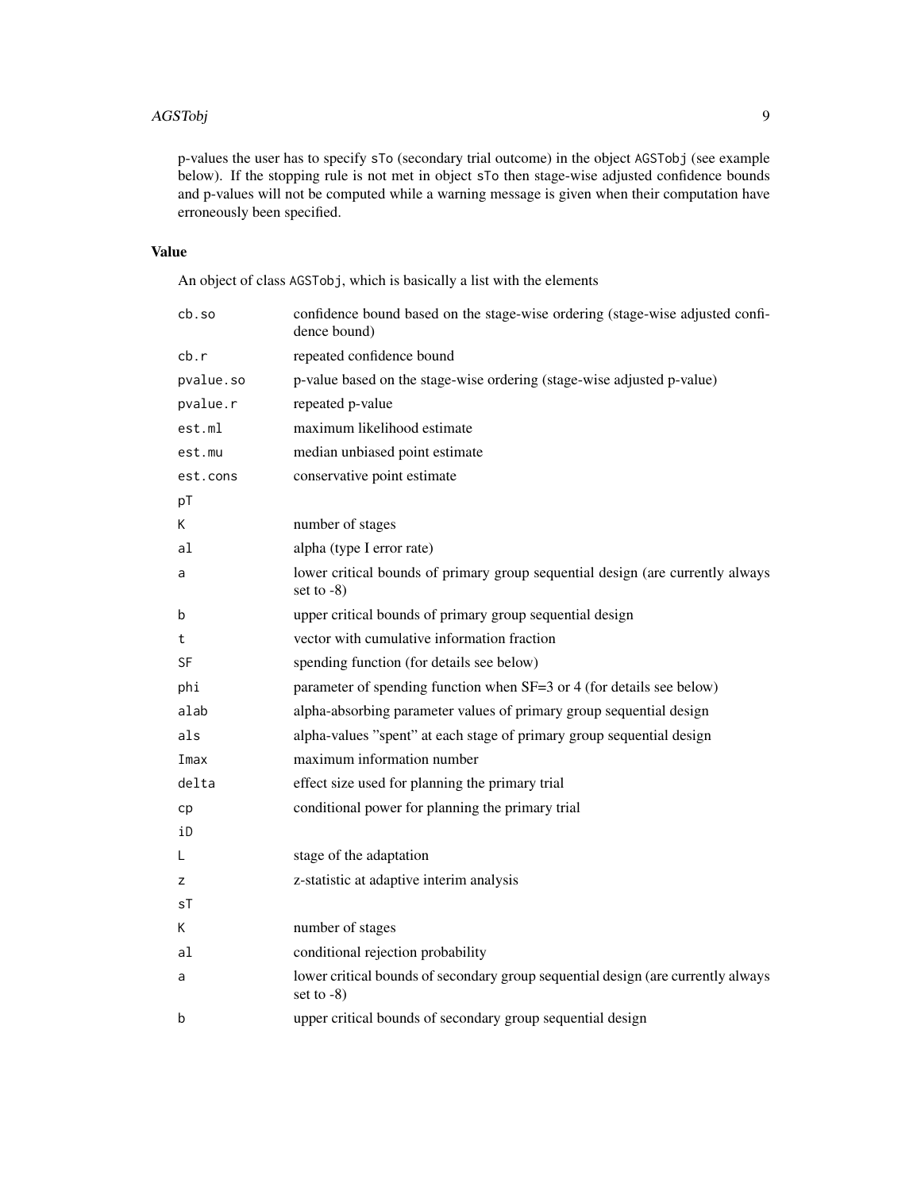p-values the user has to specify `sTo` (secondary trial outcome) in the object `AGSTobj` (see example below). If the stopping rule is not met in object `sTo` then stage-wise adjusted confidence bounds and p-values will not be computed while a warning message is given when their computation have erroneously been specified.

## Value

An object of class `AGSTobj`, which is basically a list with the elements

| | |
|---|---|
| `cb.so` | confidence bound based on the stage-wise ordering (stage-wise adjusted confidence bound) |
| `cb.r` | repeated confidence bound |
| `pvalue.so` | p-value based on the stage-wise ordering (stage-wise adjusted p-value) |
| `pvalue.r` | repeated p-value |
| `est.ml` | maximum likelihood estimate |
| `est.mu` | median unbiased point estimate |
| `est.cons` | conservative point estimate |
| `pT` | |
| `K` | number of stages |
| `al` | alpha (type I error rate) |
| `a` | lower critical bounds of primary group sequential design (are currently always set to -8) |
| `b` | upper critical bounds of primary group sequential design |
| `t` | vector with cumulative information fraction |
| `SF` | spending function (for details see below) |
| `phi` | parameter of spending function when SF=3 or 4 (for details see below) |
| `alab` | alpha-absorbing parameter values of primary group sequential design |
| `als` | alpha-values "spent" at each stage of primary group sequential design |
| `Imax` | maximum information number |
| `delta` | effect size used for planning the primary trial |
| `cp` | conditional power for planning the primary trial |
| `iD` | |
| `L` | stage of the adaptation |
| `z` | z-statistic at adaptive interim analysis |
| `sT` | |
| `K` | number of stages |
| `al` | conditional rejection probability |
| `a` | lower critical bounds of secondary group sequential design (are currently always set to -8) |
| `b` | upper critical bounds of secondary group sequential design |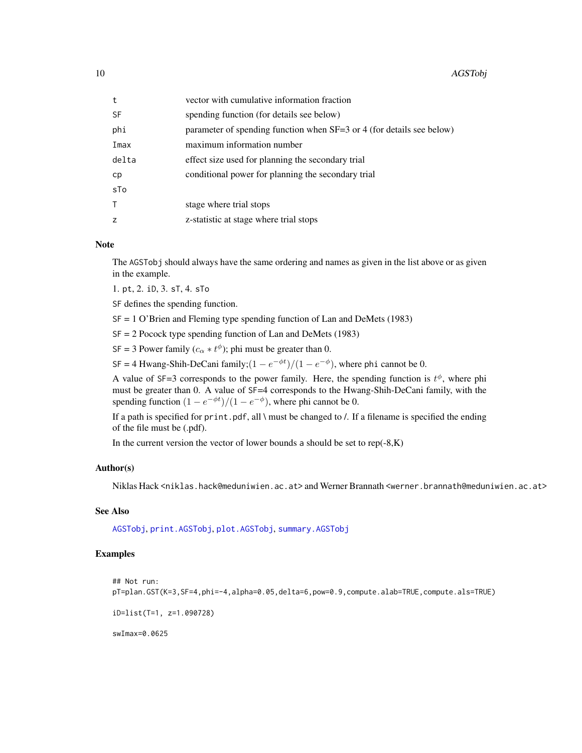| | |
|---|---|
| t | vector with cumulative information fraction |
| SF | spending function (for details see below) |
| phi | parameter of spending function when SF=3 or 4 (for details see below) |
| Imax | maximum information number |
| delta | effect size used for planning the secondary trial |
| cp | conditional power for planning the secondary trial |
| sTo | |
| T | stage where trial stops |
| z | z-statistic at stage where trial stops |

## Note

The AGSTobj should always have the same ordering and names as given in the list above or as given in the example.

1. pt, 2. iD, 3. sT, 4. sTo

SF defines the spending function.

SF = 1 O'Brien and Fleming type spending function of Lan and DeMets (1983)

SF = 2 Pocock type spending function of Lan and DeMets (1983)

SF = 3 Power family ($c_\alpha * t^\phi$); phi must be greater than 0.

SF = 4 Hwang-Shih-DeCani family;$(1 - e^{-\phi t})/(1 - e^{-\phi})$, where phi cannot be 0.

A value of SF=3 corresponds to the power family. Here, the spending function is $t^\phi$, where phi must be greater than 0. A value of SF=4 corresponds to the Hwang-Shih-DeCani family, with the spending function $(1 - e^{-\phi t})/(1 - e^{-\phi})$, where phi cannot be 0.

If a path is specified for print.pdf, all \ must be changed to /. If a filename is specified the ending of the file must be (.pdf).

In the current version the vector of lower bounds a should be set to rep(-8,K)

## Author(s)

Niklas Hack <niklas.hack@meduniwien.ac.at> and Werner Brannath <werner.brannath@meduniwien.ac.at>

## See Also

AGSTobj, print.AGSTobj, plot.AGSTobj, summary.AGSTobj

## Examples

```
## Not run:
pT=plan.GST(K=3,SF=4,phi=-4,alpha=0.05,delta=6,pow=0.9,compute.alab=TRUE,compute.als=TRUE)

iD=list(T=1, z=1.090728)

swImax=0.0625
```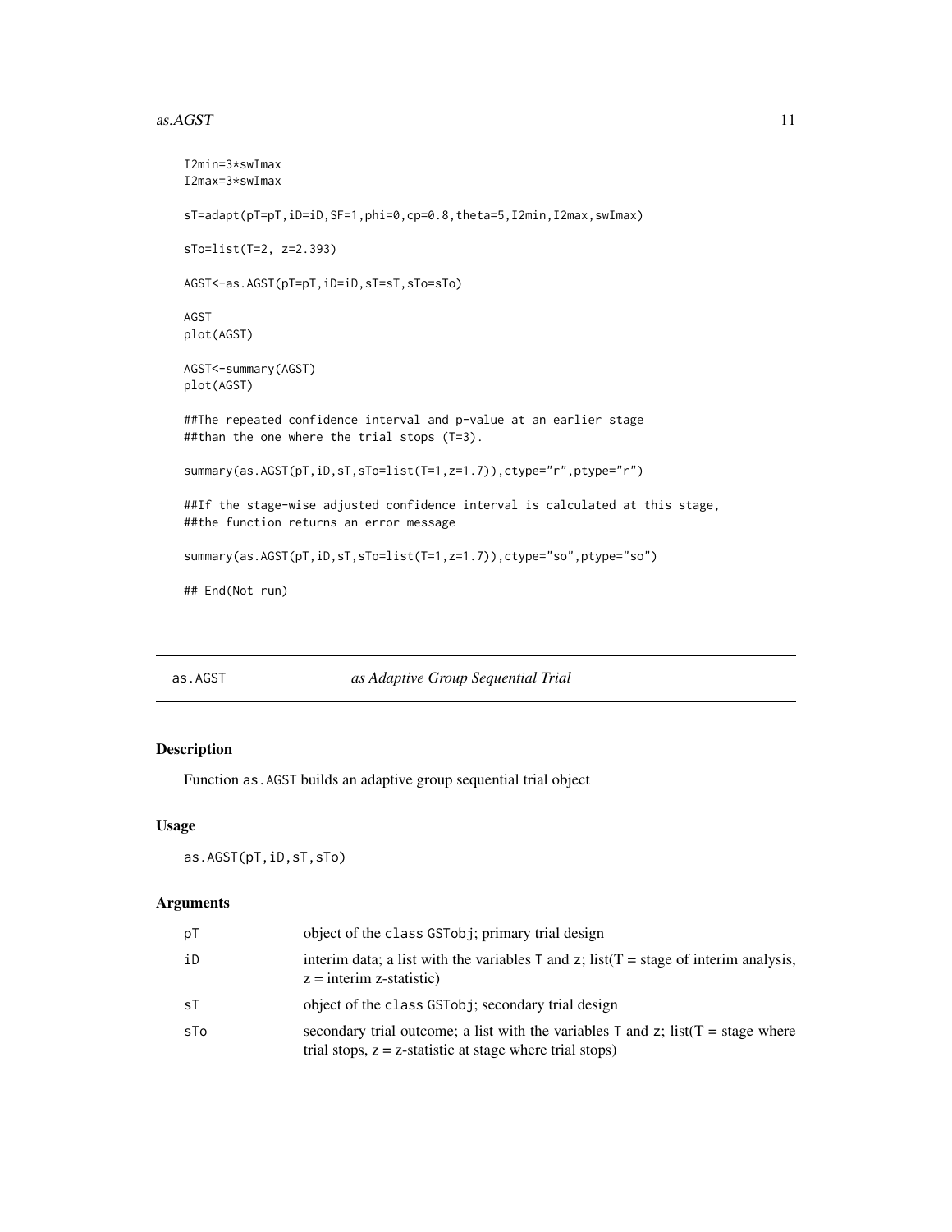```
I2min=3*swImax
I2max=3*swImax

sT=adapt(pT=pT,iD=iD,SF=1,phi=0,cp=0.8,theta=5,I2min,I2max,swImax)

sTo=list(T=2, z=2.393)

AGST<-as.AGST(pT=pT,iD=iD,sT=sT,sTo=sTo)

AGST
plot(AGST)

AGST<-summary(AGST)
plot(AGST)

##The repeated confidence interval and p-value at an earlier stage
##than the one where the trial stops (T=3).

summary(as.AGST(pT,iD,sT,sTo=list(T=1,z=1.7)),ctype="r",ptype="r")

##If the stage-wise adjusted confidence interval is calculated at this stage,
##the function returns an error message

summary(as.AGST(pT,iD,sT,sTo=list(T=1,z=1.7)),ctype="so",ptype="so")

## End(Not run)
```

## as.AGST — *as Adaptive Group Sequential Trial*

### Description

Function `as.AGST` builds an adaptive group sequential trial object

### Usage

```
as.AGST(pT,iD,sT,sTo)
```

### Arguments

| | |
|---|---|
| `pT` | object of the class `GSTobj`; primary trial design |
| `iD` | interim data; a list with the variables `T` and `z`; list(T = stage of interim analysis, z = interim z-statistic) |
| `sT` | object of the class `GSTobj`; secondary trial design |
| `sTo` | secondary trial outcome; a list with the variables `T` and `z`; list(T = stage where trial stops, z = z-statistic at stage where trial stops) |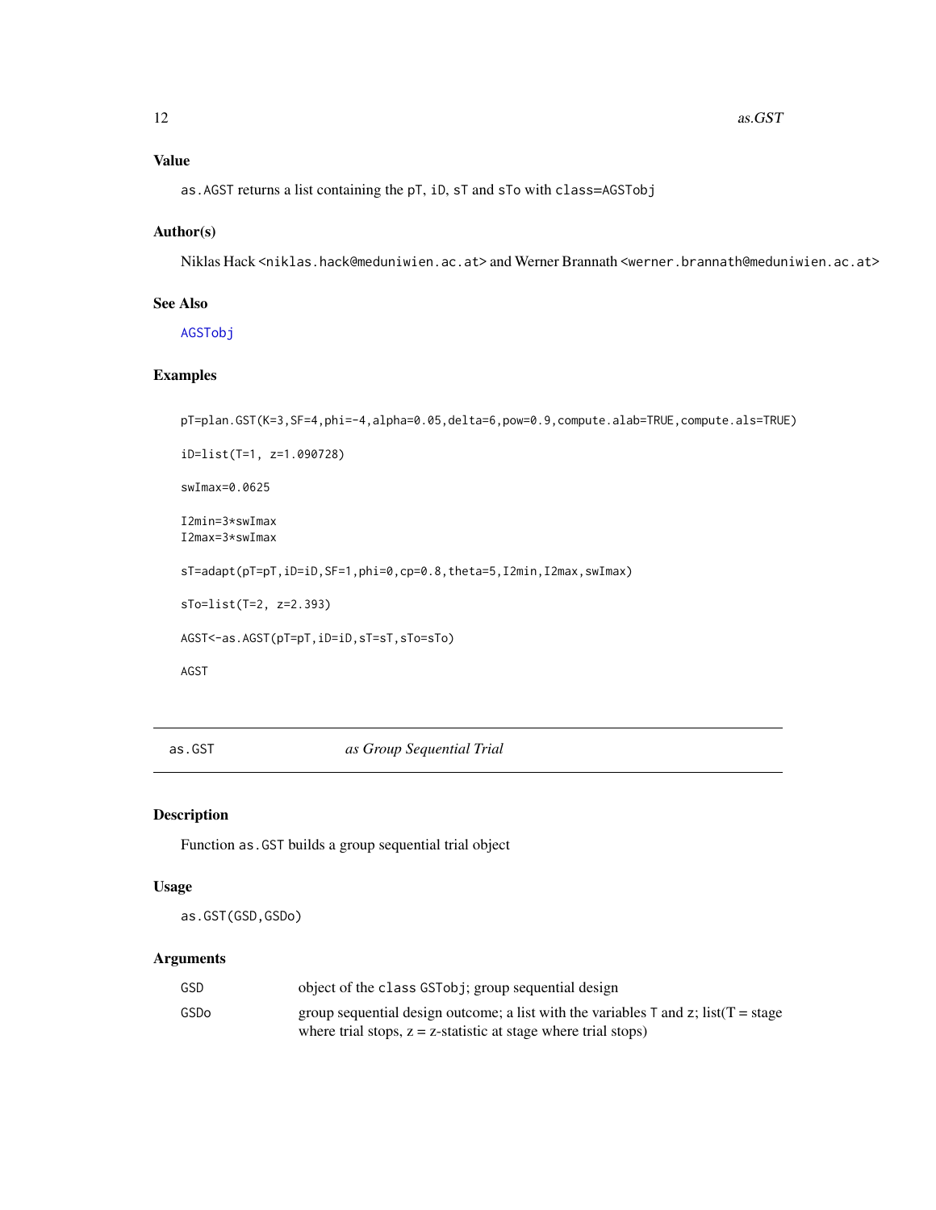## Value

`as.AGST` returns a list containing the `pT`, `iD`, `sT` and `sTo` with `class=AGSTobj`

## Author(s)

Niklas Hack <niklas.hack@meduniwien.ac.at> and Werner Brannath <werner.brannath@meduniwien.ac.at>

## See Also

AGSTobj

## Examples

```
pT=plan.GST(K=3,SF=4,phi=-4,alpha=0.05,delta=6,pow=0.9,compute.alab=TRUE,compute.als=TRUE)

iD=list(T=1, z=1.090728)

swImax=0.0625

I2min=3*swImax
I2max=3*swImax

sT=adapt(pT=pT,iD=iD,SF=1,phi=0,cp=0.8,theta=5,I2min,I2max,swImax)

sTo=list(T=2, z=2.393)

AGST<-as.AGST(pT=pT,iD=iD,sT=sT,sTo=sTo)

AGST
```

---

# as.GST &nbsp;&nbsp;&nbsp;&nbsp; *as Group Sequential Trial*

## Description

Function `as.GST` builds a group sequential trial object

## Usage

```
as.GST(GSD,GSDo)
```

## Arguments

| | |
|---|---|
| GSD | object of the `class GSTobj`; group sequential design |
| GSDo | group sequential design outcome; a list with the variables `T` and `z`; list(T = stage where trial stops, z = z-statistic at stage where trial stops) |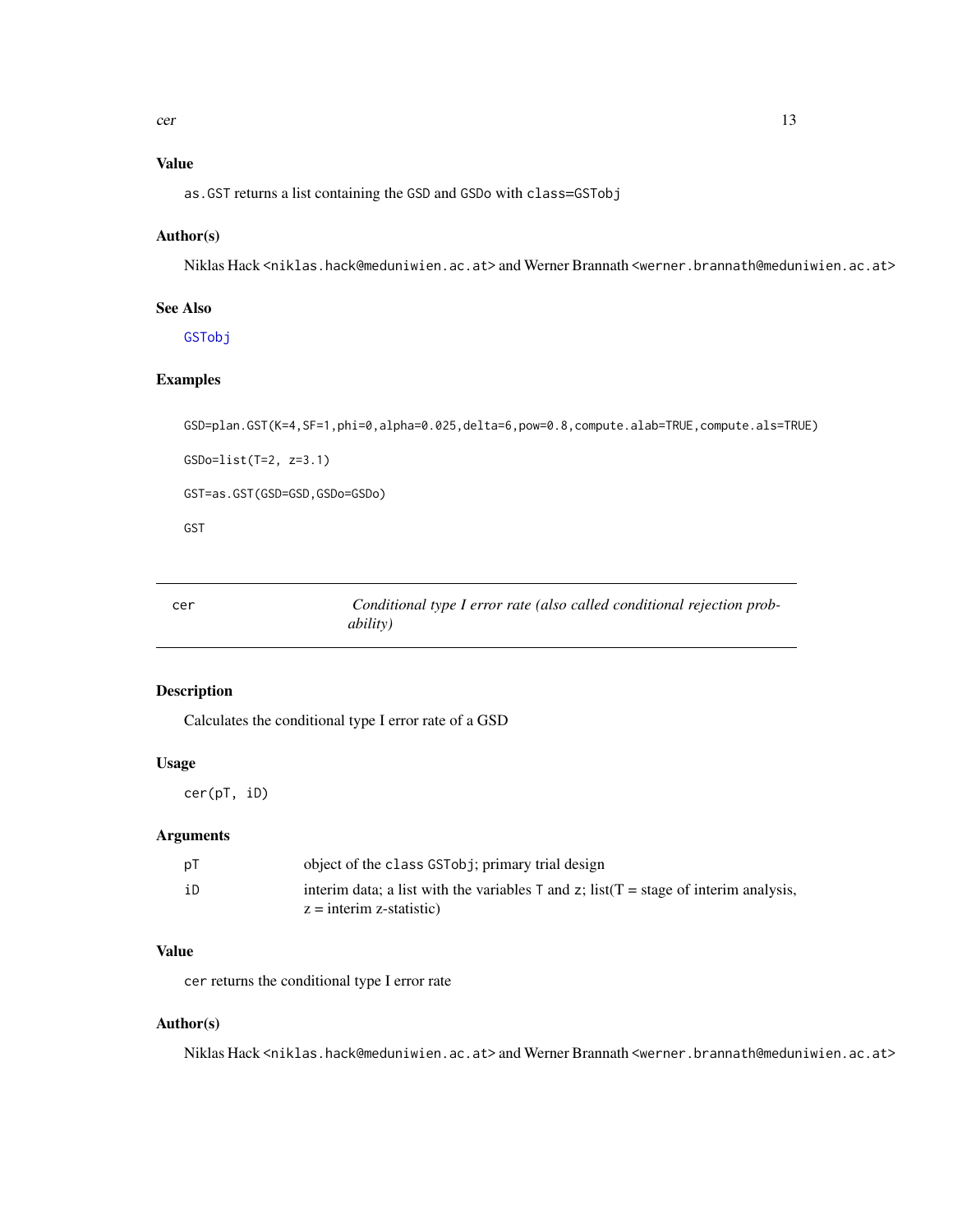### Value

as.GST returns a list containing the GSD and GSDo with class=GSTobj

### Author(s)

Niklas Hack <niklas.hack@meduniwien.ac.at> and Werner Brannath <werner.brannath@meduniwien.ac.at>

### See Also

GSTobj

### Examples

```
GSD=plan.GST(K=4,SF=1,phi=0,alpha=0.025,delta=6,pow=0.8,compute.alab=TRUE,compute.als=TRUE)

GSDo=list(T=2, z=3.1)

GST=as.GST(GSD=GSD,GSDo=GSDo)

GST
```

---

## cer — *Conditional type I error rate (also called conditional rejection probability)*

### Description

Calculates the conditional type I error rate of a GSD

### Usage

```
cer(pT, iD)
```

### Arguments

| | |
|---|---|
| pT | object of the class GSTobj; primary trial design |
| iD | interim data; a list with the variables T and z; list(T = stage of interim analysis, z = interim z-statistic) |

### Value

cer returns the conditional type I error rate

### Author(s)

Niklas Hack <niklas.hack@meduniwien.ac.at> and Werner Brannath <werner.brannath@meduniwien.ac.at>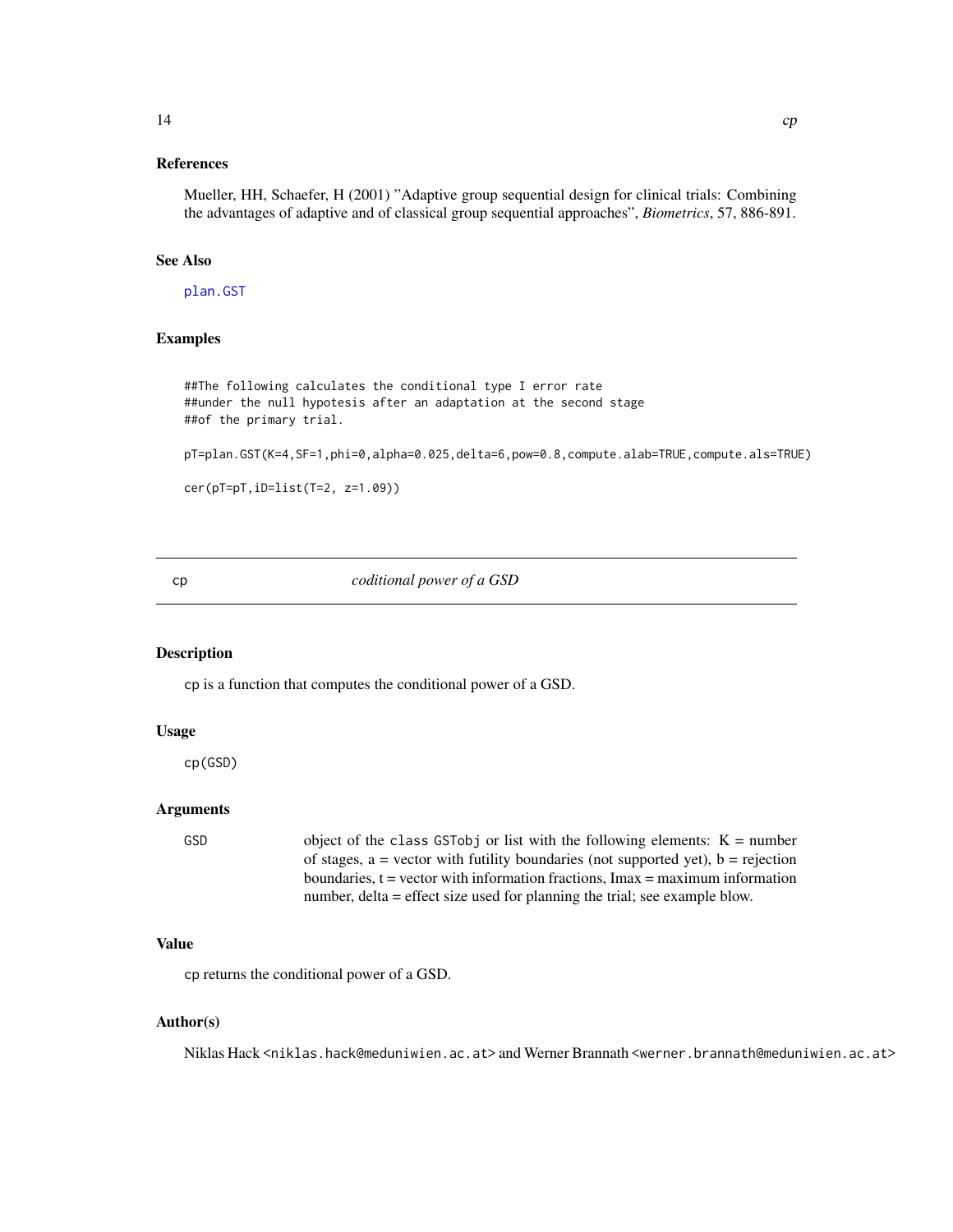### References

Mueller, HH, Schaefer, H (2001) "Adaptive group sequential design for clinical trials: Combining the advantages of adaptive and of classical group sequential approaches", *Biometrics*, 57, 886-891.

### See Also

plan.GST

### Examples

```
##The following calculates the conditional type I error rate
##under the null hypotesis after an adaptation at the second stage
##of the primary trial.

pT=plan.GST(K=4,SF=1,phi=0,alpha=0.025,delta=6,pow=0.8,compute.alab=TRUE,compute.als=TRUE)

cer(pT=pT,iD=list(T=2, z=1.09))
```

---

## cp *coditional power of a GSD*

---

### Description

cp is a function that computes the conditional power of a GSD.

### Usage

```
cp(GSD)
```

### Arguments

| | |
|---|---|
| GSD | object of the class GSTobj or list with the following elements: K = number of stages, a = vector with futility boundaries (not supported yet), b = rejection boundaries, t = vector with information fractions, Imax = maximum information number, delta = effect size used for planning the trial; see example blow. |

### Value

cp returns the conditional power of a GSD.

### Author(s)

Niklas Hack <niklas.hack@meduniwien.ac.at> and Werner Brannath <werner.brannath@meduniwien.ac.at>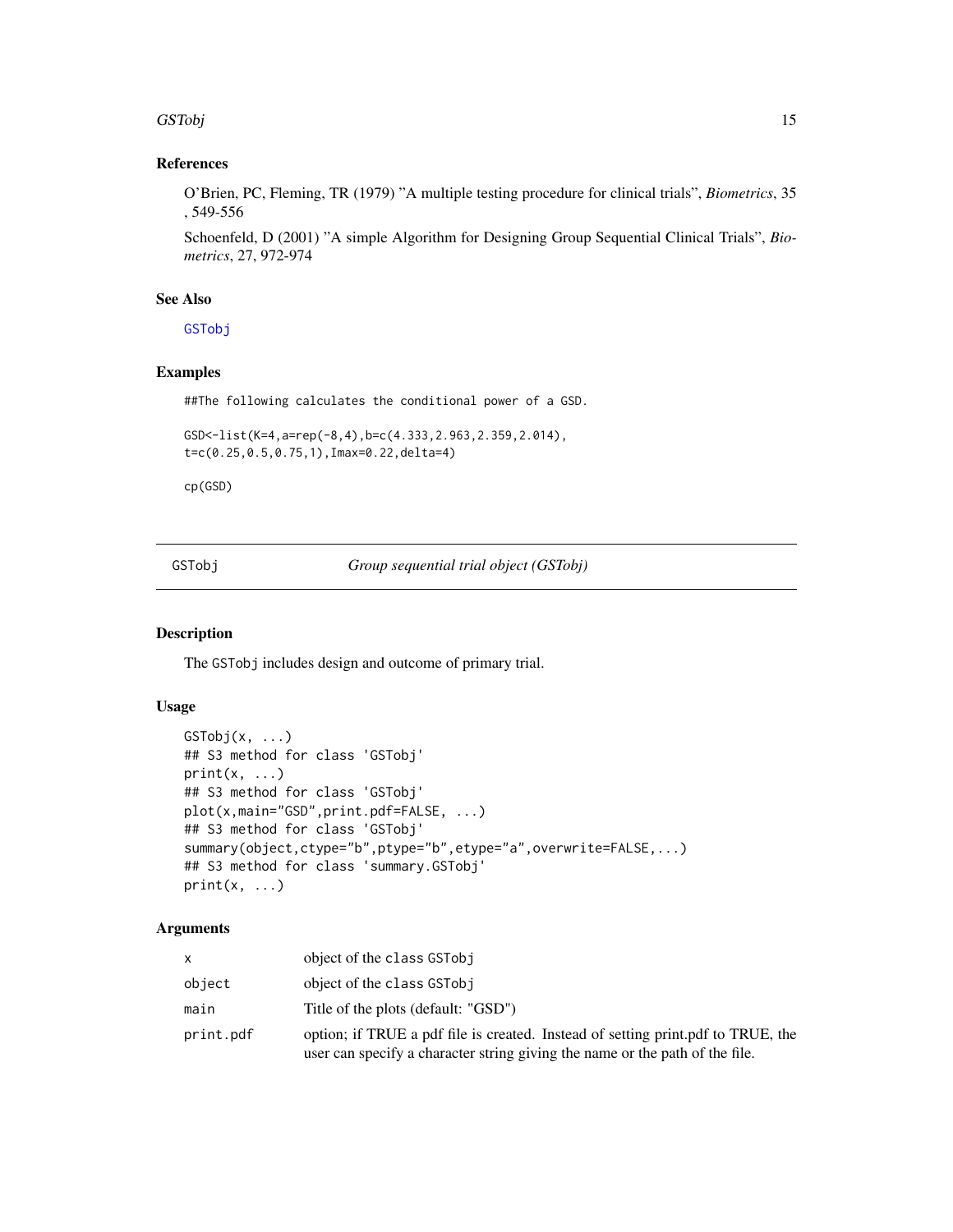### References

O'Brien, PC, Fleming, TR (1979) "A multiple testing procedure for clinical trials", *Biometrics*, 35 , 549-556

Schoenfeld, D (2001) "A simple Algorithm for Designing Group Sequential Clinical Trials", *Biometrics*, 27, 972-974

### See Also

GSTobj

### Examples

```
##The following calculates the conditional power of a GSD.

GSD<-list(K=4,a=rep(-8,4),b=c(4.333,2.963,2.359,2.014),
t=c(0.25,0.5,0.75,1),Imax=0.22,delta=4)

cp(GSD)
```

---

## GSTobj — *Group sequential trial object (GSTobj)*

### Description

The GSTobj includes design and outcome of primary trial.

### Usage

```
GSTobj(x, ...)
## S3 method for class 'GSTobj'
print(x, ...)
## S3 method for class 'GSTobj'
plot(x,main="GSD",print.pdf=FALSE, ...)
## S3 method for class 'GSTobj'
summary(object,ctype="b",ptype="b",etype="a",overwrite=FALSE,...)
## S3 method for class 'summary.GSTobj'
print(x, ...)
```

### Arguments

| | |
|---|---|
| x | object of the class GSTobj |
| object | object of the class GSTobj |
| main | Title of the plots (default: "GSD") |
| print.pdf | option; if TRUE a pdf file is created. Instead of setting print.pdf to TRUE, the user can specify a character string giving the name or the path of the file. |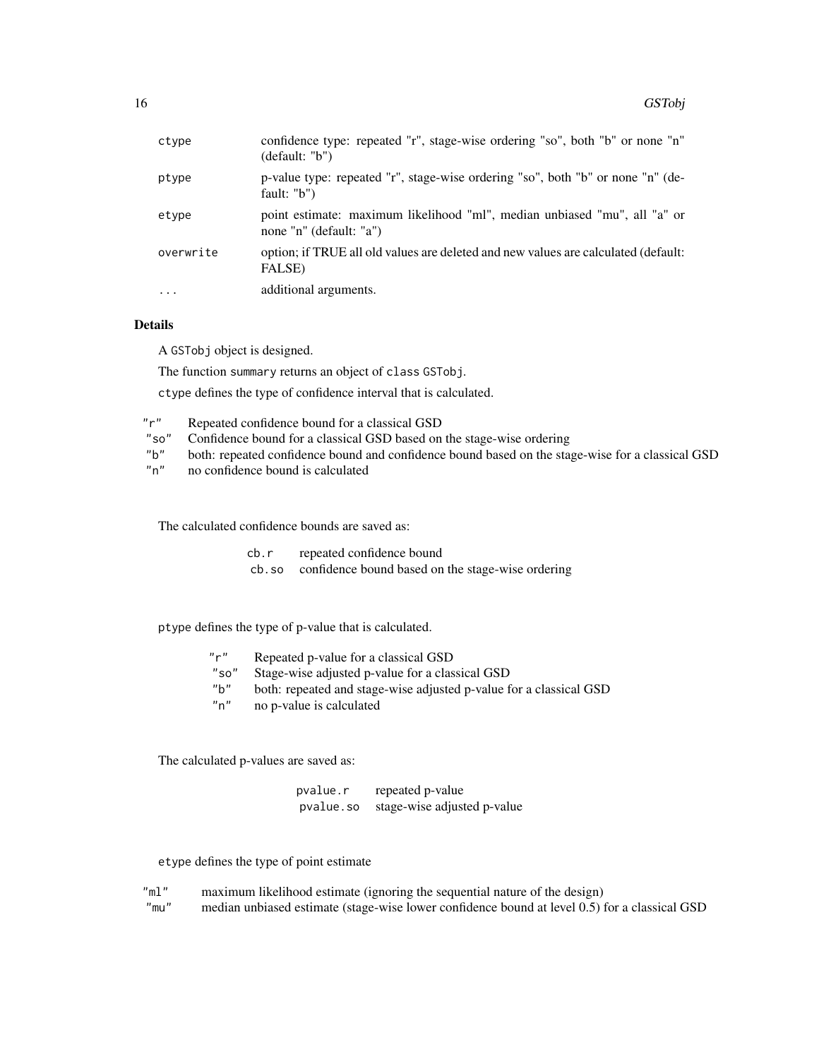| | |
|---|---|
| ctype | confidence type: repeated "r", stage-wise ordering "so", both "b" or none "n" (default: "b") |
| ptype | p-value type: repeated "r", stage-wise ordering "so", both "b" or none "n" (default: "b") |
| etype | point estimate: maximum likelihood "ml", median unbiased "mu", all "a" or none "n" (default: "a") |
| overwrite | option; if TRUE all old values are deleted and new values are calculated (default: FALSE) |
| ... | additional arguments. |

## Details

A `GSTobj` object is designed.

The function `summary` returns an object of `class GSTobj`.

`ctype` defines the type of confidence interval that is calculated.

| | |
|---|---|
| "r" | Repeated confidence bound for a classical GSD |
| "so" | Confidence bound for a classical GSD based on the stage-wise ordering |
| "b" | both: repeated confidence bound and confidence bound based on the stage-wise for a classical GSD |
| "n" | no confidence bound is calculated |

The calculated confidence bounds are saved as:

| | |
|---|---|
| cb.r | repeated confidence bound |
| cb.so | confidence bound based on the stage-wise ordering |

`ptype` defines the type of p-value that is calculated.

| | |
|---|---|
| "r" | Repeated p-value for a classical GSD |
| "so" | Stage-wise adjusted p-value for a classical GSD |
| "b" | both: repeated and stage-wise adjusted p-value for a classical GSD |
| "n" | no p-value is calculated |

The calculated p-values are saved as:

| | |
|---|---|
| pvalue.r | repeated p-value |
| pvalue.so | stage-wise adjusted p-value |

`etype` defines the type of point estimate

| | |
|---|---|
| "ml" | maximum likelihood estimate (ignoring the sequential nature of the design) |
| "mu" | median unbiased estimate (stage-wise lower confidence bound at level 0.5) for a classical GSD |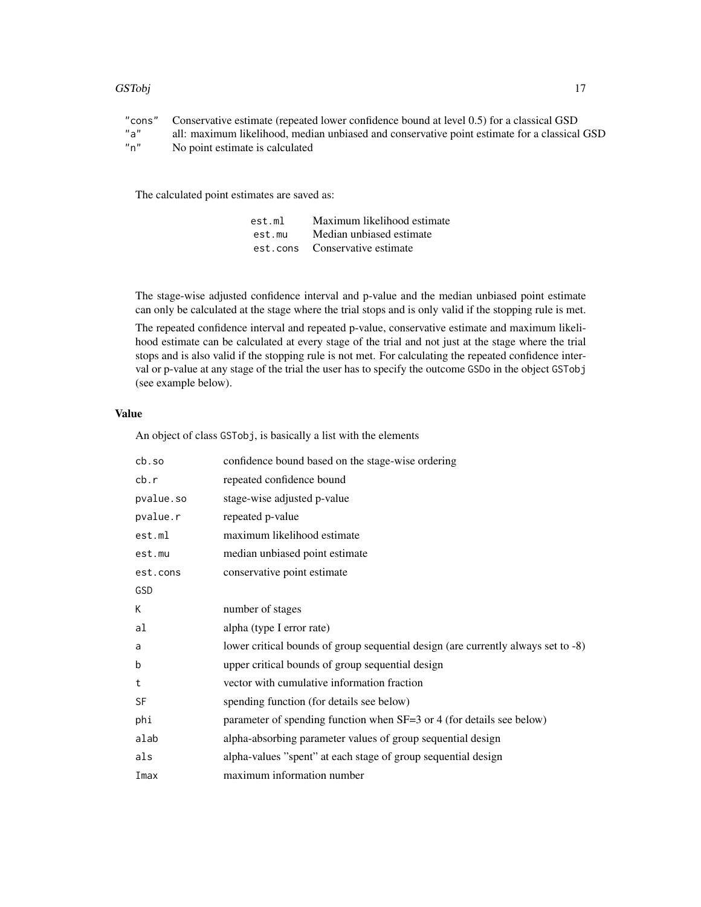| | |
|---|---|
| `"cons"` | Conservative estimate (repeated lower confidence bound at level 0.5) for a classical GSD |
| `"a"` | all: maximum likelihood, median unbiased and conservative point estimate for a classical GSD |
| `"n"` | No point estimate is calculated |

The calculated point estimates are saved as:

| | |
|---|---|
| `est.ml` | Maximum likelihood estimate |
| `est.mu` | Median unbiased estimate |
| `est.cons` | Conservative estimate |

The stage-wise adjusted confidence interval and p-value and the median unbiased point estimate can only be calculated at the stage where the trial stops and is only valid if the stopping rule is met.

The repeated confidence interval and repeated p-value, conservative estimate and maximum likelihood estimate can be calculated at every stage of the trial and not just at the stage where the trial stops and is also valid if the stopping rule is not met. For calculating the repeated confidence interval or p-value at any stage of the trial the user has to specify the outcome `GSDo` in the object `GSTobj` (see example below).

### Value

An object of class `GSTobj`, is basically a list with the elements

| | |
|---|---|
| `cb.so` | confidence bound based on the stage-wise ordering |
| `cb.r` | repeated confidence bound |
| `pvalue.so` | stage-wise adjusted p-value |
| `pvalue.r` | repeated p-value |
| `est.ml` | maximum likelihood estimate |
| `est.mu` | median unbiased point estimate |
| `est.cons` | conservative point estimate |
| `GSD` | |
| `K` | number of stages |
| `al` | alpha (type I error rate) |
| `a` | lower critical bounds of group sequential design (are currently always set to -8) |
| `b` | upper critical bounds of group sequential design |
| `t` | vector with cumulative information fraction |
| `SF` | spending function (for details see below) |
| `phi` | parameter of spending function when SF=3 or 4 (for details see below) |
| `alab` | alpha-absorbing parameter values of group sequential design |
| `als` | alpha-values "spent" at each stage of group sequential design |
| `Imax` | maximum information number |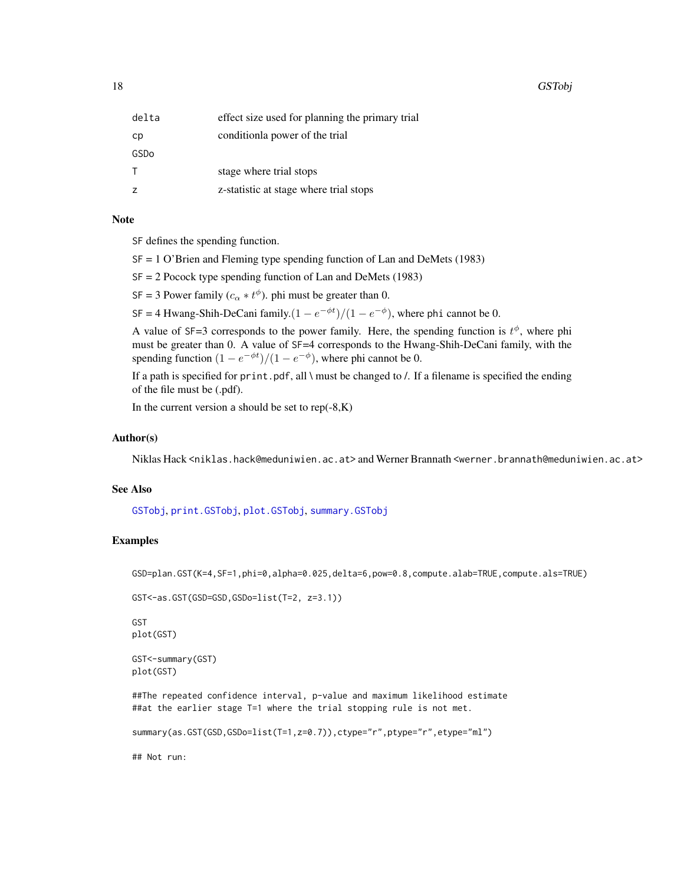| | |
|---|---|
| delta | effect size used for planning the primary trial |
| cp | conditionla power of the trial |
| GSDo | |
| T | stage where trial stops |
| z | z-statistic at stage where trial stops |

## Note

SF defines the spending function.

SF = 1 O'Brien and Fleming type spending function of Lan and DeMets (1983)

SF = 2 Pocock type spending function of Lan and DeMets (1983)

SF = 3 Power family ($c_\alpha * t^\phi$). phi must be greater than 0.

SF = 4 Hwang-Shih-DeCani family.$(1 - e^{-\phi t})/(1 - e^{-\phi})$, where phi cannot be 0.

A value of SF=3 corresponds to the power family. Here, the spending function is $t^\phi$, where phi must be greater than 0. A value of SF=4 corresponds to the Hwang-Shih-DeCani family, with the spending function $(1 - e^{-\phi t})/(1 - e^{-\phi})$, where phi cannot be 0.

If a path is specified for print.pdf, all \ must be changed to /. If a filename is specified the ending of the file must be (.pdf).

In the current version a should be set to rep(-8,K)

## Author(s)

Niklas Hack <niklas.hack@meduniwien.ac.at> and Werner Brannath <werner.brannath@meduniwien.ac.at>

## See Also

GSTobj, print.GSTobj, plot.GSTobj, summary.GSTobj

## Examples

```
GSD=plan.GST(K=4,SF=1,phi=0,alpha=0.025,delta=6,pow=0.8,compute.alab=TRUE,compute.als=TRUE)

GST<-as.GST(GSD=GSD,GSDo=list(T=2, z=3.1))

GST
plot(GST)

GST<-summary(GST)
plot(GST)

##The repeated confidence interval, p-value and maximum likelihood estimate
##at the earlier stage T=1 where the trial stopping rule is not met.

summary(as.GST(GSD,GSDo=list(T=1,z=0.7)),ctype="r",ptype="r",etype="ml")

## Not run:
```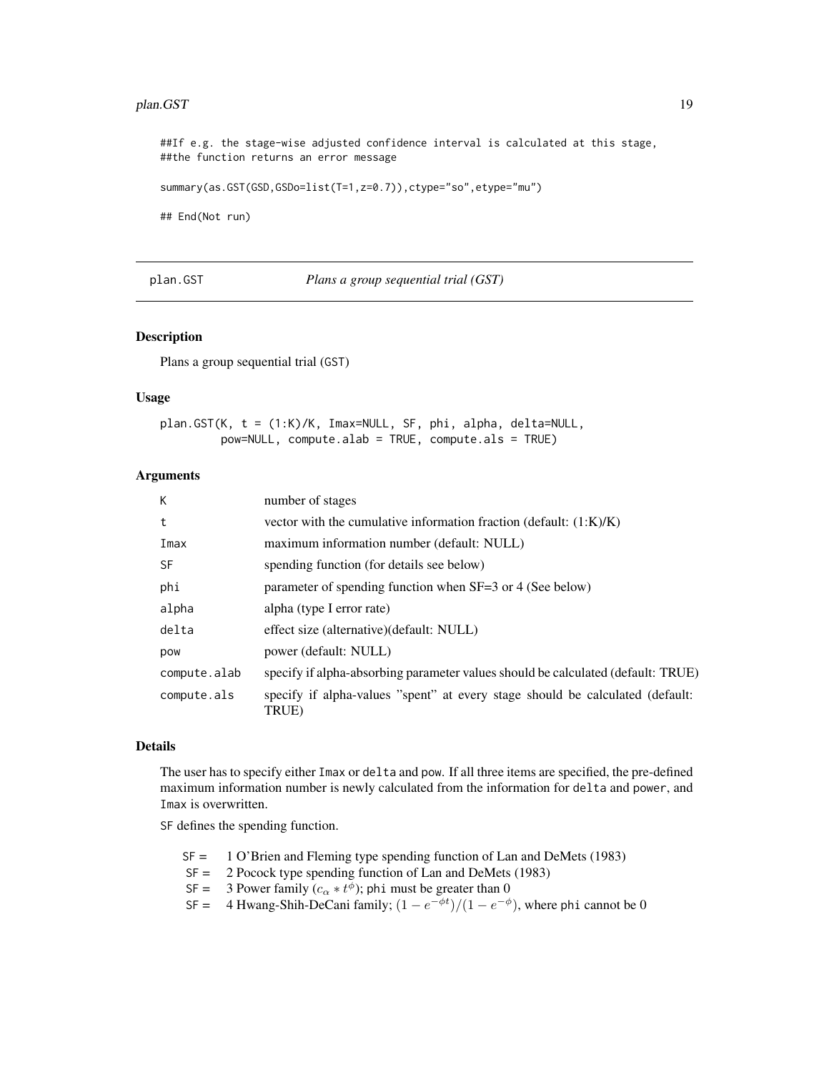```
##If e.g. the stage-wise adjusted confidence interval is calculated at this stage,
##the function returns an error message

summary(as.GST(GSD,GSDo=list(T=1,z=0.7)),ctype="so",etype="mu")

## End(Not run)
```

## plan.GST — *Plans a group sequential trial (GST)*

### Description

Plans a group sequential trial (GST)

### Usage

```
plan.GST(K, t = (1:K)/K, Imax=NULL, SF, phi, alpha, delta=NULL,
        pow=NULL, compute.alab = TRUE, compute.als = TRUE)
```

### Arguments

| | |
|---|---|
| K | number of stages |
| t | vector with the cumulative information fraction (default: (1:K)/K) |
| Imax | maximum information number (default: NULL) |
| SF | spending function (for details see below) |
| phi | parameter of spending function when SF=3 or 4 (See below) |
| alpha | alpha (type I error rate) |
| delta | effect size (alternative)(default: NULL) |
| pow | power (default: NULL) |
| compute.alab | specify if alpha-absorbing parameter values should be calculated (default: TRUE) |
| compute.als | specify if alpha-values "spent" at every stage should be calculated (default: TRUE) |

### Details

The user has to specify either Imax or delta and pow. If all three items are specified, the pre-defined maximum information number is newly calculated from the information for delta and power, and Imax is overwritten.

SF defines the spending function.

- SF = 1 O'Brien and Fleming type spending function of Lan and DeMets (1983)
- SF = 2 Pocock type spending function of Lan and DeMets (1983)
- SF = 3 Power family ($c_\alpha * t^\phi$); phi must be greater than 0
- SF = 4 Hwang-Shih-DeCani family; $(1 - e^{-\phi t})/(1 - e^{-\phi})$, where phi cannot be 0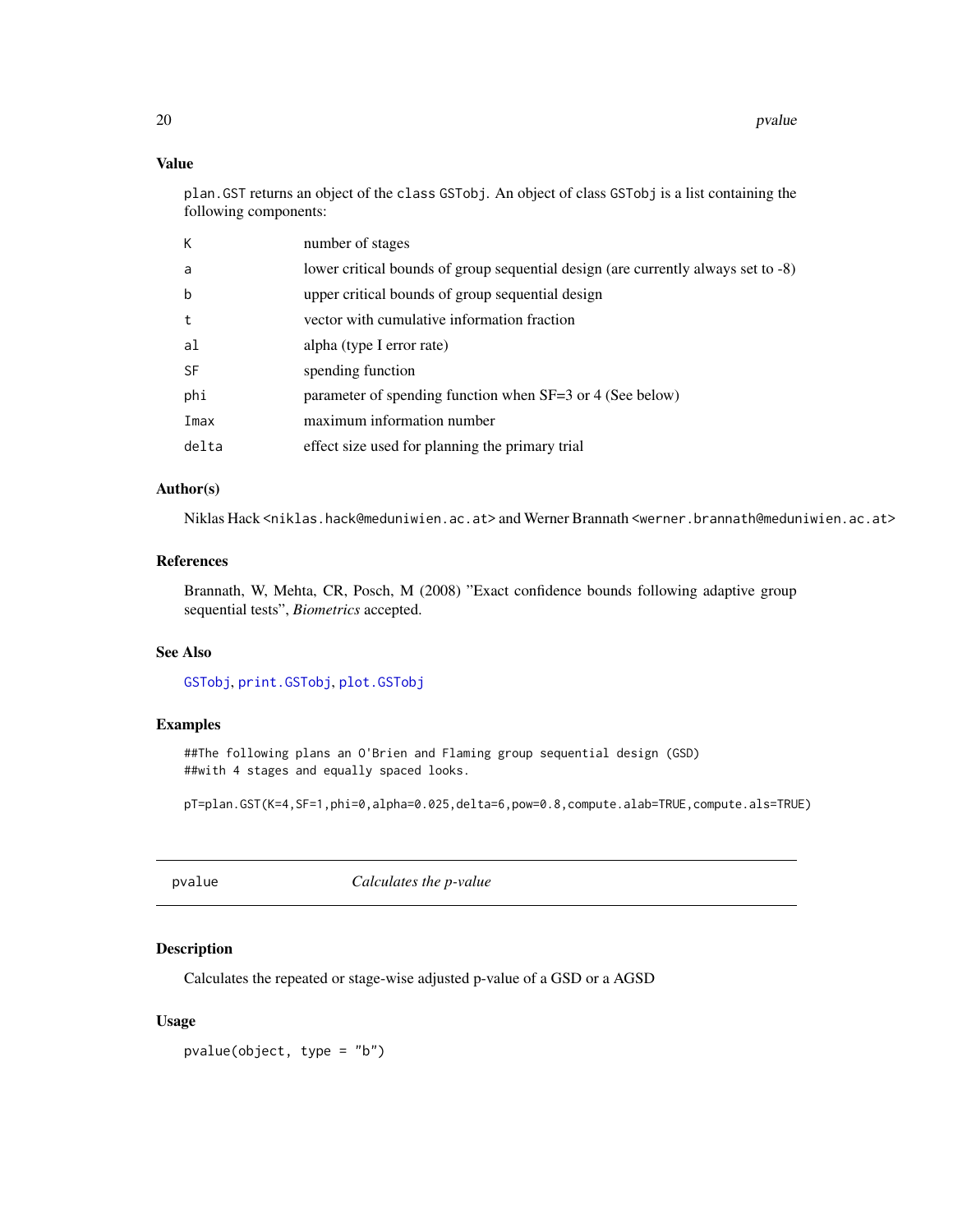### Value

plan.GST returns an object of the class GSTobj. An object of class GSTobj is a list containing the following components:

| | |
|---|---|
| K | number of stages |
| a | lower critical bounds of group sequential design (are currently always set to -8) |
| b | upper critical bounds of group sequential design |
| t | vector with cumulative information fraction |
| al | alpha (type I error rate) |
| SF | spending function |
| phi | parameter of spending function when SF=3 or 4 (See below) |
| Imax | maximum information number |
| delta | effect size used for planning the primary trial |

### Author(s)

Niklas Hack <niklas.hack@meduniwien.ac.at> and Werner Brannath <werner.brannath@meduniwien.ac.at>

### References

Brannath, W, Mehta, CR, Posch, M (2008) "Exact confidence bounds following adaptive group sequential tests", *Biometrics* accepted.

### See Also

GSTobj, print.GSTobj, plot.GSTobj

### Examples

```
##The following plans an O'Brien and Flaming group sequential design (GSD)
##with 4 stages and equally spaced looks.

pT=plan.GST(K=4,SF=1,phi=0,alpha=0.025,delta=6,pow=0.8,compute.alab=TRUE,compute.als=TRUE)
```

---

## pvalue *Calculates the p-value*

### Description

Calculates the repeated or stage-wise adjusted p-value of a GSD or a AGSD

### Usage

```
pvalue(object, type = "b")
```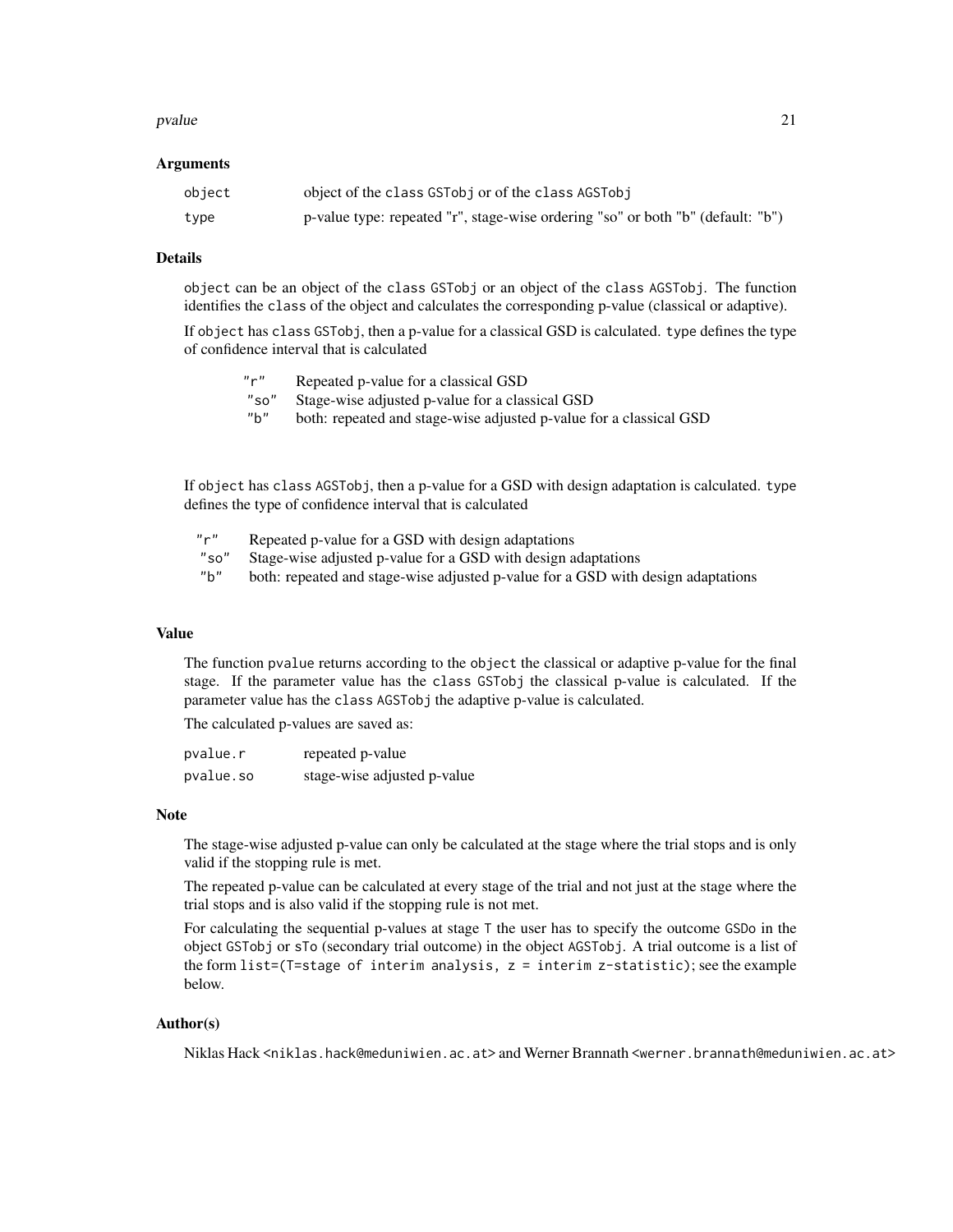### Arguments

| | |
|---|---|
| `object` | object of the class GSTobj or of the class AGSTobj |
| `type` | p-value type: repeated "r", stage-wise ordering "so" or both "b" (default: "b") |

### Details

`object` can be an object of the class GSTobj or an object of the class AGSTobj. The function identifies the class of the object and calculates the corresponding p-value (classical or adaptive).

If `object` has class GSTobj, then a p-value for a classical GSD is calculated. `type` defines the type of confidence interval that is calculated

| | |
|---|---|
| "r" | Repeated p-value for a classical GSD |
| "so" | Stage-wise adjusted p-value for a classical GSD |
| "b" | both: repeated and stage-wise adjusted p-value for a classical GSD |

If `object` has class AGSTobj, then a p-value for a GSD with design adaptation is calculated. `type` defines the type of confidence interval that is calculated

| | |
|---|---|
| "r" | Repeated p-value for a GSD with design adaptations |
| "so" | Stage-wise adjusted p-value for a GSD with design adaptations |
| "b" | both: repeated and stage-wise adjusted p-value for a GSD with design adaptations |

### Value

The function pvalue returns according to the `object` the classical or adaptive p-value for the final stage. If the parameter value has the class GSTobj the classical p-value is calculated. If the parameter value has the class AGSTobj the adaptive p-value is calculated.

The calculated p-values are saved as:

| | |
|---|---|
| `pvalue.r` | repeated p-value |
| `pvalue.so` | stage-wise adjusted p-value |

### Note

The stage-wise adjusted p-value can only be calculated at the stage where the trial stops and is only valid if the stopping rule is met.

The repeated p-value can be calculated at every stage of the trial and not just at the stage where the trial stops and is also valid if the stopping rule is not met.

For calculating the sequential p-values at stage T the user has to specify the outcome GSDo in the object GSTobj or sTo (secondary trial outcome) in the object AGSTobj. A trial outcome is a list of the form `list=(T=stage of interim analysis, z = interim z-statistic)`; see the example below.

### Author(s)

Niklas Hack <niklas.hack@meduniwien.ac.at> and Werner Brannath <werner.brannath@meduniwien.ac.at>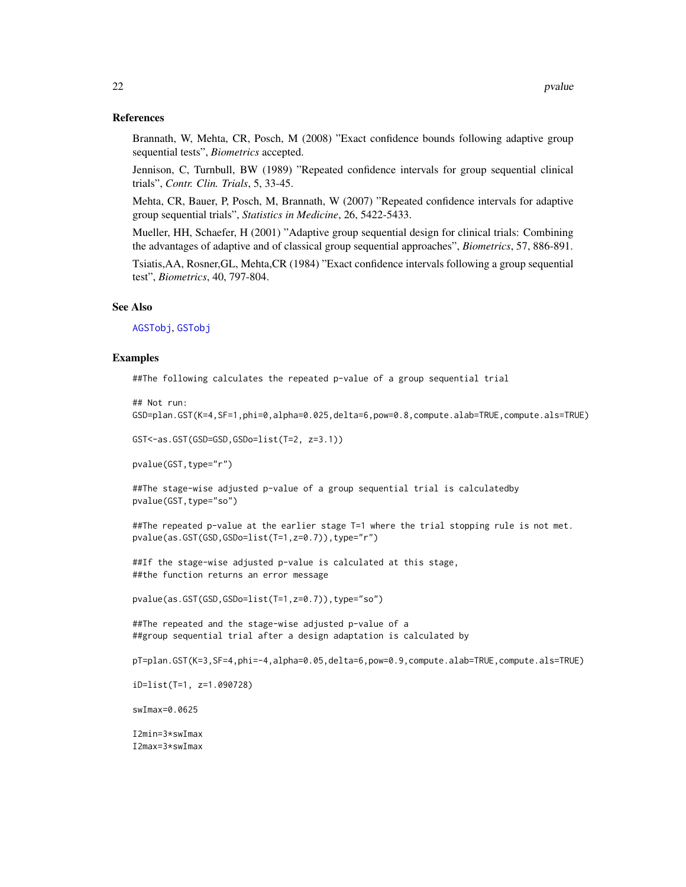### References

Brannath, W, Mehta, CR, Posch, M (2008) "Exact confidence bounds following adaptive group sequential tests", *Biometrics* accepted.

Jennison, C, Turnbull, BW (1989) "Repeated confidence intervals for group sequential clinical trials", *Contr. Clin. Trials*, 5, 33-45.

Mehta, CR, Bauer, P, Posch, M, Brannath, W (2007) "Repeated confidence intervals for adaptive group sequential trials", *Statistics in Medicine*, 26, 5422-5433.

Mueller, HH, Schaefer, H (2001) "Adaptive group sequential design for clinical trials: Combining the advantages of adaptive and of classical group sequential approaches", *Biometrics*, 57, 886-891.

Tsiatis,AA, Rosner,GL, Mehta,CR (1984) "Exact confidence intervals following a group sequential test", *Biometrics*, 40, 797-804.

### See Also

AGSTobj, GSTobj

### Examples

```
##The following calculates the repeated p-value of a group sequential trial

## Not run:
GSD=plan.GST(K=4,SF=1,phi=0,alpha=0.025,delta=6,pow=0.8,compute.alab=TRUE,compute.als=TRUE)

GST<-as.GST(GSD=GSD,GSDo=list(T=2, z=3.1))

pvalue(GST,type="r")

##The stage-wise adjusted p-value of a group sequential trial is calculatedby
pvalue(GST,type="so")

##The repeated p-value at the earlier stage T=1 where the trial stopping rule is not met.
pvalue(as.GST(GSD,GSDo=list(T=1,z=0.7)),type="r")

##If the stage-wise adjusted p-value is calculated at this stage,
##the function returns an error message

pvalue(as.GST(GSD,GSDo=list(T=1,z=0.7)),type="so")

##The repeated and the stage-wise adjusted p-value of a
##group sequential trial after a design adaptation is calculated by

pT=plan.GST(K=3,SF=4,phi=-4,alpha=0.05,delta=6,pow=0.9,compute.alab=TRUE,compute.als=TRUE)

iD=list(T=1, z=1.090728)

swImax=0.0625

I2min=3*swImax
I2max=3*swImax
```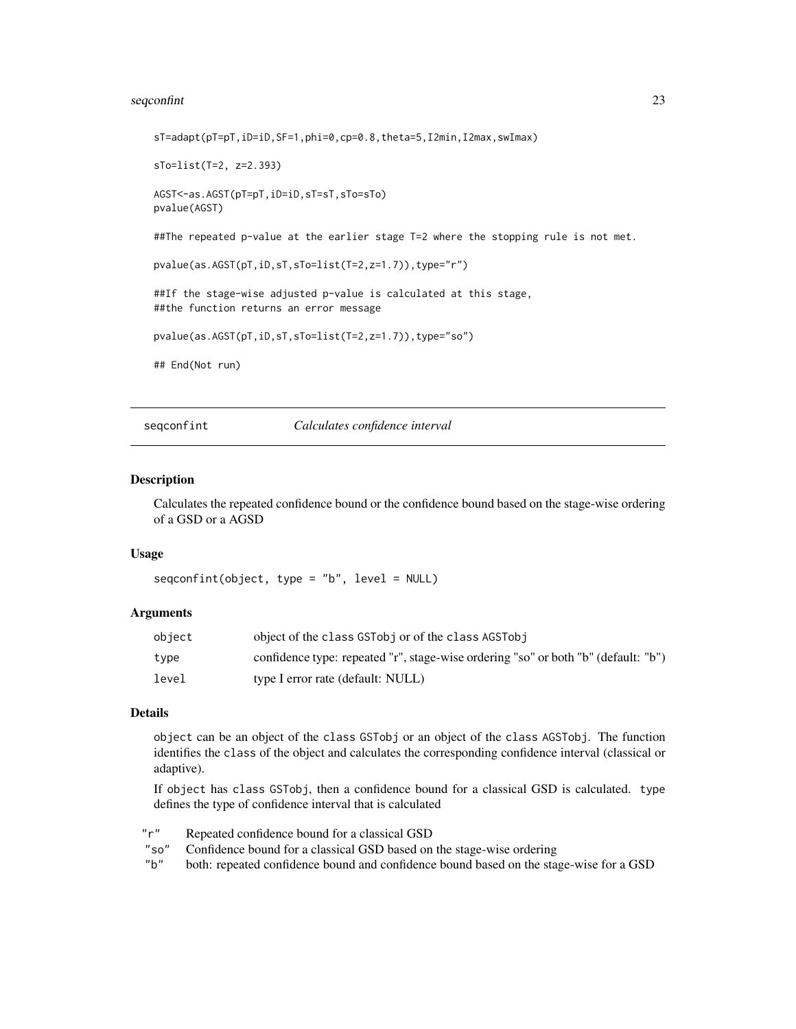```
sT=adapt(pT=pT,iD=iD,SF=1,phi=0,cp=0.8,theta=5,I2min,I2max,swImax)

sTo=list(T=2, z=2.393)

AGST<-as.AGST(pT=pT,iD=iD,sT=sT,sTo=sTo)
pvalue(AGST)

##The repeated p-value at the earlier stage T=2 where the stopping rule is not met.

pvalue(as.AGST(pT,iD,sT,sTo=list(T=2,z=1.7)),type="r")

##If the stage-wise adjusted p-value is calculated at this stage,
##the function returns an error message

pvalue(as.AGST(pT,iD,sT,sTo=list(T=2,z=1.7)),type="so")

## End(Not run)
```

---

## `seqconfint` *Calculates confidence interval*

### Description

Calculates the repeated confidence bound or the confidence bound based on the stage-wise ordering of a GSD or a AGSD

### Usage

```
seqconfint(object, type = "b", level = NULL)
```

### Arguments

| | |
|---|---|
| `object` | object of the `class` `GSTobj` or of the `class` `AGSTobj` |
| `type` | confidence type: repeated "r", stage-wise ordering "so" or both "b" (default: "b") |
| `level` | type I error rate (default: NULL) |

### Details

`object` can be an object of the `class` `GSTobj` or an object of the `class` `AGSTobj`. The function identifies the `class` of the object and calculates the corresponding confidence interval (classical or adaptive).

If `object` has `class` `GSTobj`, then a confidence bound for a classical GSD is calculated. `type` defines the type of confidence interval that is calculated

| | |
|---|---|
| `"r"` | Repeated confidence bound for a classical GSD |
| `"so"` | Confidence bound for a classical GSD based on the stage-wise ordering |
| `"b"` | both: repeated confidence bound and confidence bound based on the stage-wise for a GSD |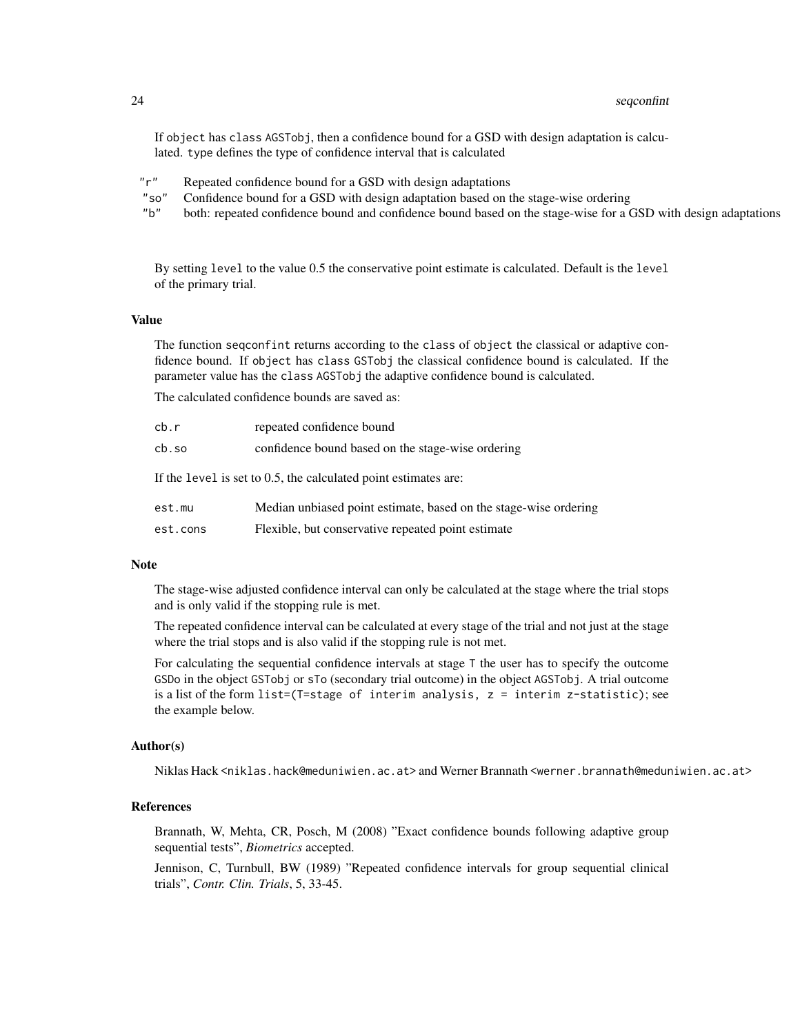If `object` has class `AGSTobj`, then a confidence bound for a GSD with design adaptation is calculated. `type` defines the type of confidence interval that is calculated

- `"r"` Repeated confidence bound for a GSD with design adaptations
- `"so"` Confidence bound for a GSD with design adaptation based on the stage-wise ordering
- `"b"` both: repeated confidence bound and confidence bound based on the stage-wise for a GSD with design adaptations

By setting `level` to the value 0.5 the conservative point estimate is calculated. Default is the `level` of the primary trial.

### Value

The function `seqconfint` returns according to the `class` of `object` the classical or adaptive confidence bound. If `object` has class `GSTobj` the classical confidence bound is calculated. If the parameter value has the `class` `AGSTobj` the adaptive confidence bound is calculated.

The calculated confidence bounds are saved as:

| | |
|---|---|
| `cb.r` | repeated confidence bound |
| `cb.so` | confidence bound based on the stage-wise ordering |

If the `level` is set to 0.5, the calculated point estimates are:

| | |
|---|---|
| `est.mu` | Median unbiased point estimate, based on the stage-wise ordering |
| `est.cons` | Flexible, but conservative repeated point estimate |

### Note

The stage-wise adjusted confidence interval can only be calculated at the stage where the trial stops and is only valid if the stopping rule is met.

The repeated confidence interval can be calculated at every stage of the trial and not just at the stage where the trial stops and is also valid if the stopping rule is not met.

For calculating the sequential confidence intervals at stage `T` the user has to specify the outcome `GSDo` in the object `GSTobj` or `sTo` (secondary trial outcome) in the object `AGSTobj`. A trial outcome is a list of the form `list=(T=stage of interim analysis, z = interim z-statistic)`; see the example below.

### Author(s)

Niklas Hack <niklas.hack@meduniwien.ac.at> and Werner Brannath <werner.brannath@meduniwien.ac.at>

### References

Brannath, W, Mehta, CR, Posch, M (2008) "Exact confidence bounds following adaptive group sequential tests", *Biometrics* accepted.

Jennison, C, Turnbull, BW (1989) "Repeated confidence intervals for group sequential clinical trials", *Contr. Clin. Trials*, 5, 33-45.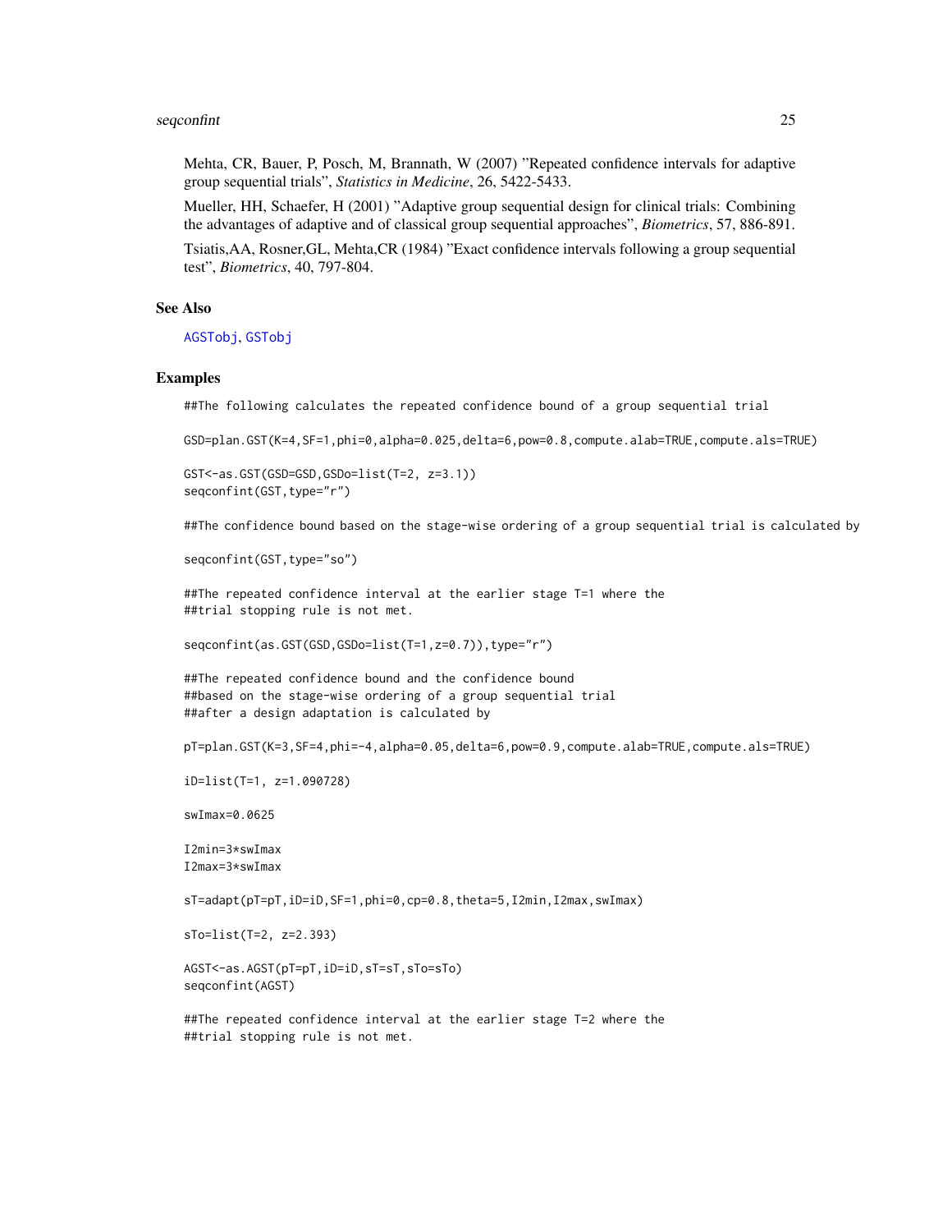Mehta, CR, Bauer, P, Posch, M, Brannath, W (2007) "Repeated confidence intervals for adaptive group sequential trials", *Statistics in Medicine*, 26, 5422-5433.

Mueller, HH, Schaefer, H (2001) "Adaptive group sequential design for clinical trials: Combining the advantages of adaptive and of classical group sequential approaches", *Biometrics*, 57, 886-891.

Tsiatis,AA, Rosner,GL, Mehta,CR (1984) "Exact confidence intervals following a group sequential test", *Biometrics*, 40, 797-804.

## See Also

AGSTobj, GSTobj

## Examples

```
##The following calculates the repeated confidence bound of a group sequential trial

GSD=plan.GST(K=4,SF=1,phi=0,alpha=0.025,delta=6,pow=0.8,compute.alab=TRUE,compute.als=TRUE)

GST<-as.GST(GSD=GSD,GSDo=list(T=2, z=3.1))
seqconfint(GST,type="r")

##The confidence bound based on the stage-wise ordering of a group sequential trial is calculated by

seqconfint(GST,type="so")

##The repeated confidence interval at the earlier stage T=1 where the
##trial stopping rule is not met.

seqconfint(as.GST(GSD,GSDo=list(T=1,z=0.7)),type="r")

##The repeated confidence bound and the confidence bound
##based on the stage-wise ordering of a group sequential trial
##after a design adaptation is calculated by

pT=plan.GST(K=3,SF=4,phi=-4,alpha=0.05,delta=6,pow=0.9,compute.alab=TRUE,compute.als=TRUE)

iD=list(T=1, z=1.090728)

swImax=0.0625

I2min=3*swImax
I2max=3*swImax

sT=adapt(pT=pT,iD=iD,SF=1,phi=0,cp=0.8,theta=5,I2min,I2max,swImax)

sTo=list(T=2, z=2.393)

AGST<-as.AGST(pT=pT,iD=iD,sT=sT,sTo=sTo)
seqconfint(AGST)

##The repeated confidence interval at the earlier stage T=2 where the
##trial stopping rule is not met.
```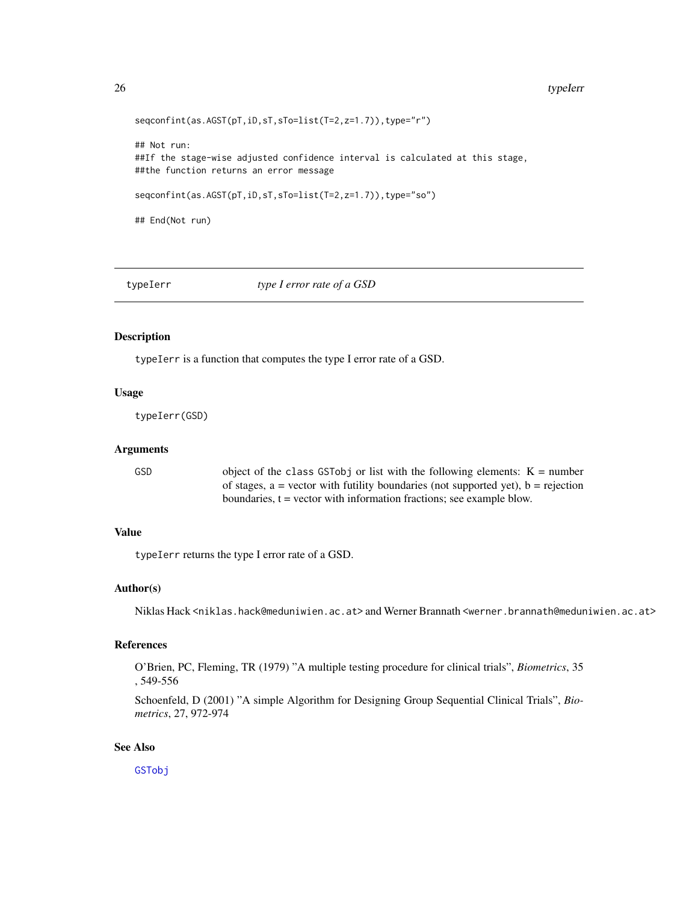```
seqconfint(as.AGST(pT,iD,sT,sTo=list(T=2,z=1.7)),type="r")

## Not run:
##If the stage-wise adjusted confidence interval is calculated at this stage,
##the function returns an error message

seqconfint(as.AGST(pT,iD,sT,sTo=list(T=2,z=1.7)),type="so")

## End(Not run)
```

---

## typeIerr — *type I error rate of a GSD*

---

### Description

typeIerr is a function that computes the type I error rate of a GSD.

### Usage

```
typeIerr(GSD)
```

### Arguments

| | |
|---|---|
| GSD | object of the class GSTobj or list with the following elements: K = number of stages, a = vector with futility boundaries (not supported yet), b = rejection boundaries, t = vector with information fractions; see example blow. |

### Value

typeIerr returns the type I error rate of a GSD.

### Author(s)

Niklas Hack <niklas.hack@meduniwien.ac.at> and Werner Brannath <werner.brannath@meduniwien.ac.at>

### References

O'Brien, PC, Fleming, TR (1979) "A multiple testing procedure for clinical trials", *Biometrics*, 35 , 549-556

Schoenfeld, D (2001) "A simple Algorithm for Designing Group Sequential Clinical Trials", *Biometrics*, 27, 972-974

### See Also

GSTobj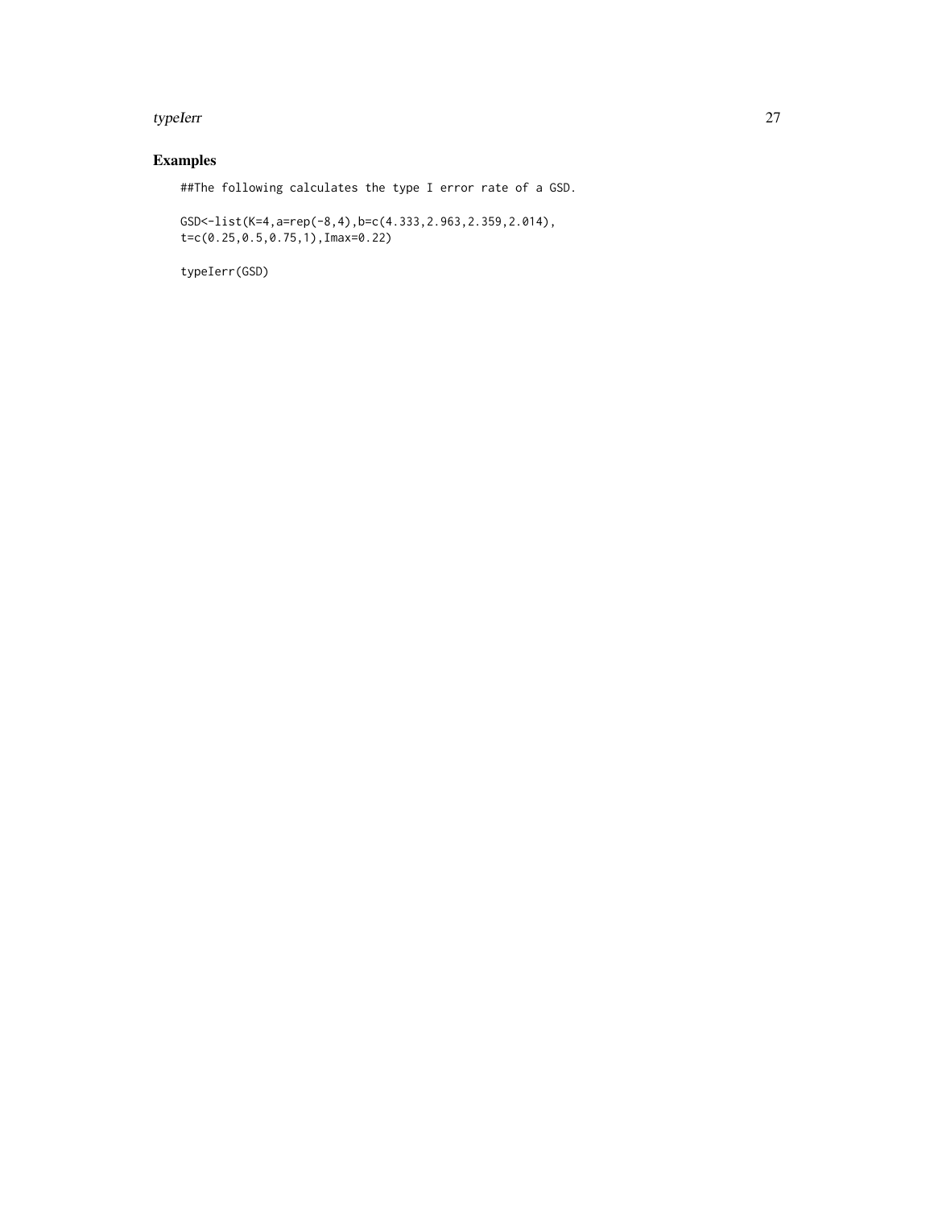## Examples

```
##The following calculates the type I error rate of a GSD.

GSD<-list(K=4,a=rep(-8,4),b=c(4.333,2.963,2.359,2.014),
t=c(0.25,0.5,0.75,1),Imax=0.22)

typeIerr(GSD)
```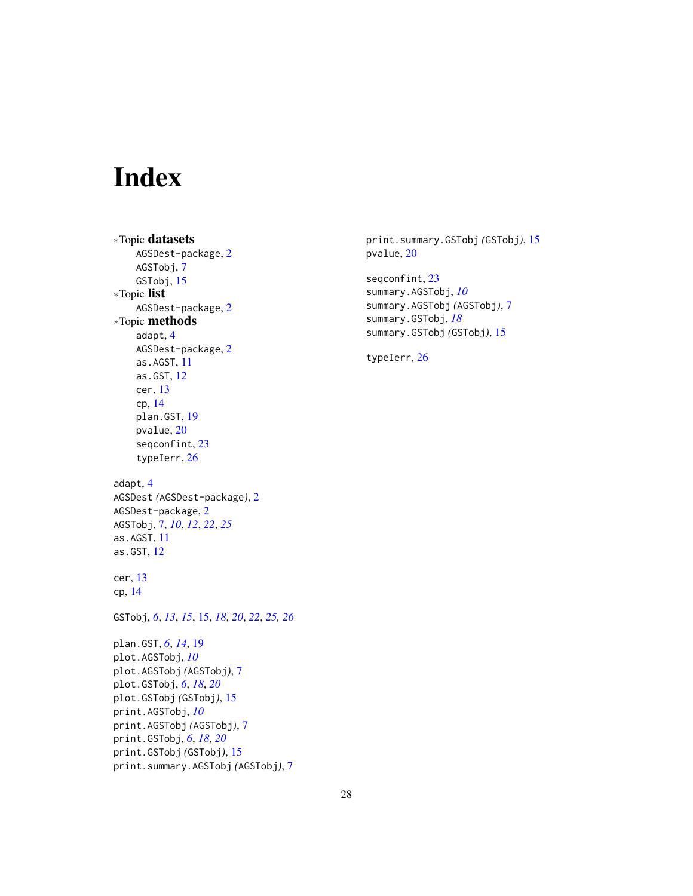# Index

∗Topic **datasets**
- AGSDest-package, 2
- AGSTobj, 7
- GSTobj, 15

∗Topic **list**
- AGSDest-package, 2

∗Topic **methods**
- adapt, 4
- AGSDest-package, 2
- as.AGST, 11
- as.GST, 12
- cer, 13
- cp, 14
- plan.GST, 19
- pvalue, 20
- seqconfint, 23
- typeIerr, 26

adapt, 4
AGSDest *(*AGSDest-package*)*, 2
AGSDest-package, 2
AGSTobj, 7, *10*, *12*, *22*, *25*
as.AGST, 11
as.GST, 12

cer, 13
cp, 14

GSTobj, *6*, *13*, *15*, 15, *18*, *20*, *22*, *25, 26*

plan.GST, *6*, *14*, 19
plot.AGSTobj, *10*
plot.AGSTobj *(*AGSTobj*)*, 7
plot.GSTobj, *6*, *18*, *20*
plot.GSTobj *(*GSTobj*)*, 15
print.AGSTobj, *10*
print.AGSTobj *(*AGSTobj*)*, 7
print.GSTobj, *6*, *18*, *20*
print.GSTobj *(*GSTobj*)*, 15
print.summary.AGSTobj *(*AGSTobj*)*, 7
print.summary.GSTobj *(*GSTobj*)*, 15
pvalue, 20

seqconfint, 23
summary.AGSTobj, *10*
summary.AGSTobj *(*AGSTobj*)*, 7
summary.GSTobj, *18*
summary.GSTobj *(*GSTobj*)*, 15

typeIerr, 26